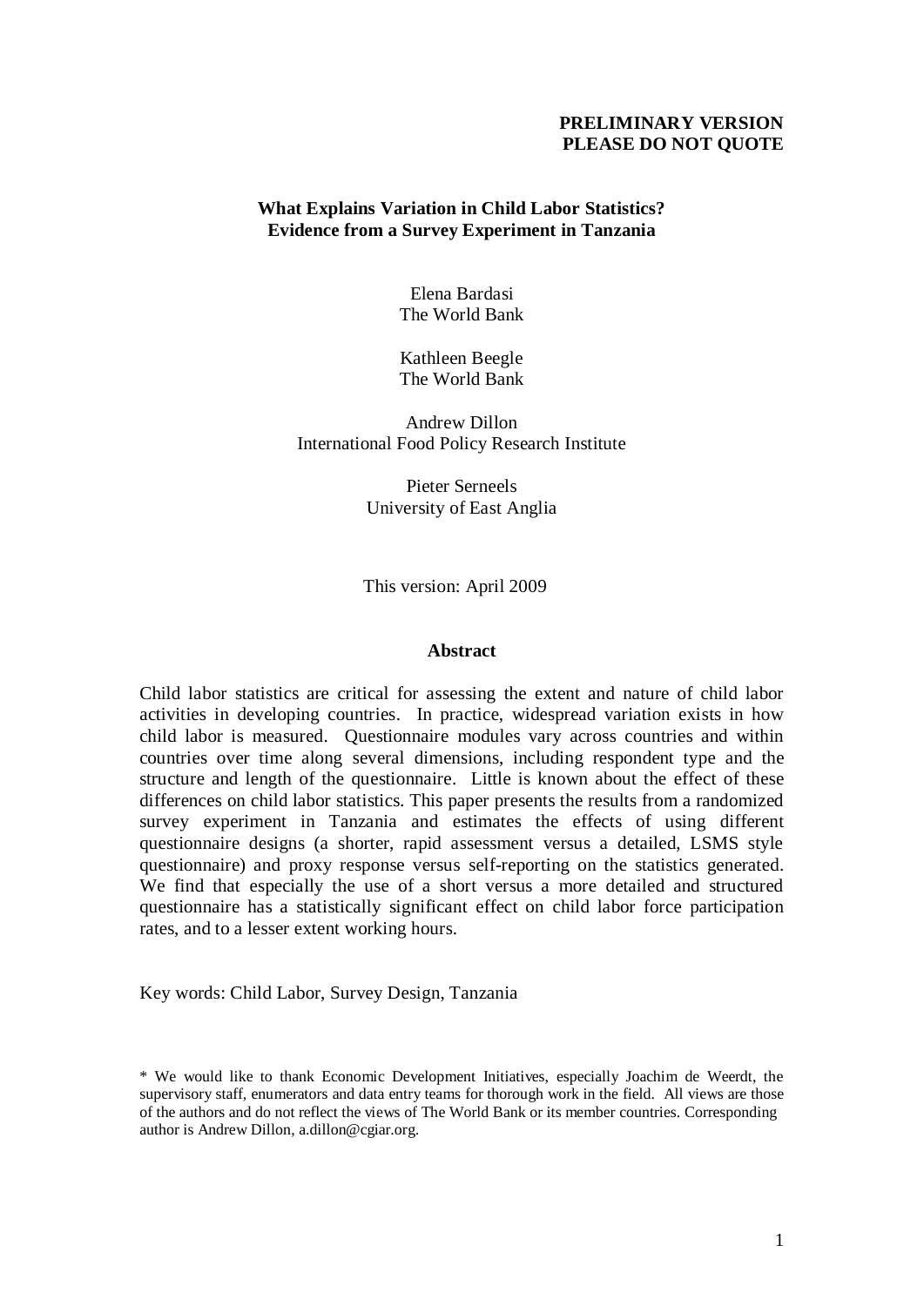**PRELIMINARY VERSION**
**PLEASE DO NOT QUOTE**

# What Explains Variation in Child Labor Statistics? Evidence from a Survey Experiment in Tanzania

Elena Bardasi
The World Bank

Kathleen Beegle
The World Bank

Andrew Dillon
International Food Policy Research Institute

Pieter Serneels
University of East Anglia

This version: April 2009

## Abstract

Child labor statistics are critical for assessing the extent and nature of child labor activities in developing countries. In practice, widespread variation exists in how child labor is measured. Questionnaire modules vary across countries and within countries over time along several dimensions, including respondent type and the structure and length of the questionnaire. Little is known about the effect of these differences on child labor statistics. This paper presents the results from a randomized survey experiment in Tanzania and estimates the effects of using different questionnaire designs (a shorter, rapid assessment versus a detailed, LSMS style questionnaire) and proxy response versus self-reporting on the statistics generated. We find that especially the use of a short versus a more detailed and structured questionnaire has a statistically significant effect on child labor force participation rates, and to a lesser extent working hours.

Key words: Child Labor, Survey Design, Tanzania

\* We would like to thank Economic Development Initiatives, especially Joachim de Weerdt, the supervisory staff, enumerators and data entry teams for thorough work in the field. All views are those of the authors and do not reflect the views of The World Bank or its member countries. Corresponding author is Andrew Dillon, a.dillon@cgiar.org.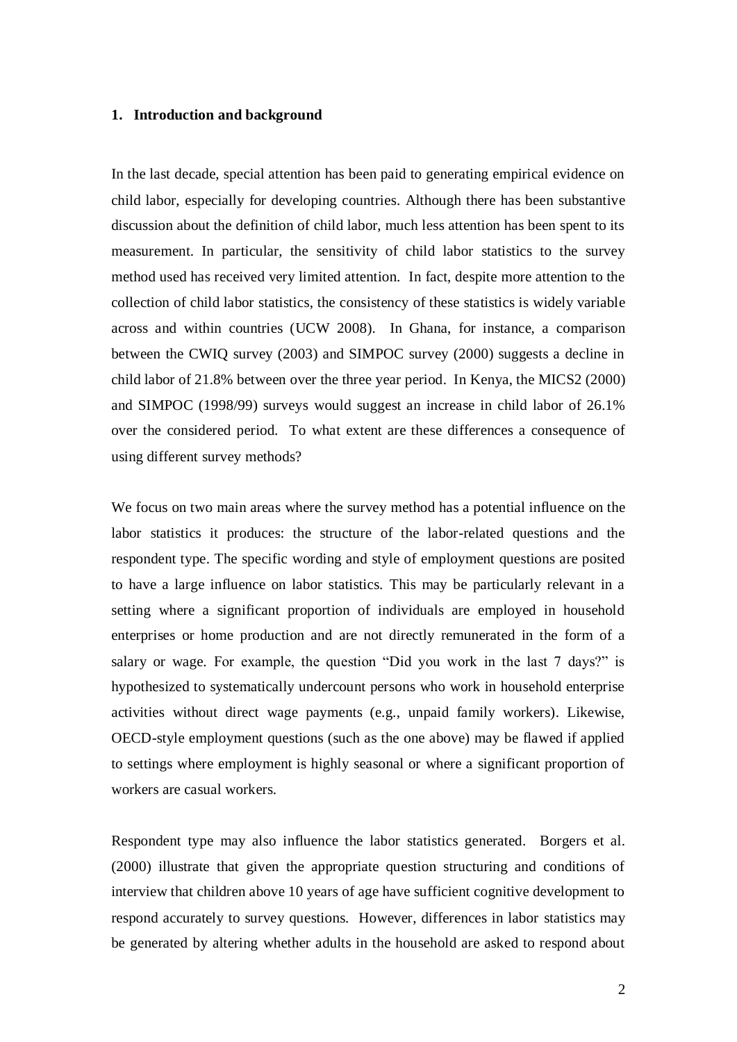## 1. Introduction and background

In the last decade, special attention has been paid to generating empirical evidence on child labor, especially for developing countries. Although there has been substantive discussion about the definition of child labor, much less attention has been spent to its measurement. In particular, the sensitivity of child labor statistics to the survey method used has received very limited attention. In fact, despite more attention to the collection of child labor statistics, the consistency of these statistics is widely variable across and within countries (UCW 2008). In Ghana, for instance, a comparison between the CWIQ survey (2003) and SIMPOC survey (2000) suggests a decline in child labor of 21.8% between over the three year period. In Kenya, the MICS2 (2000) and SIMPOC (1998/99) surveys would suggest an increase in child labor of 26.1% over the considered period. To what extent are these differences a consequence of using different survey methods?

We focus on two main areas where the survey method has a potential influence on the labor statistics it produces: the structure of the labor-related questions and the respondent type. The specific wording and style of employment questions are posited to have a large influence on labor statistics. This may be particularly relevant in a setting where a significant proportion of individuals are employed in household enterprises or home production and are not directly remunerated in the form of a salary or wage. For example, the question "Did you work in the last 7 days?" is hypothesized to systematically undercount persons who work in household enterprise activities without direct wage payments (e.g., unpaid family workers). Likewise, OECD-style employment questions (such as the one above) may be flawed if applied to settings where employment is highly seasonal or where a significant proportion of workers are casual workers.

Respondent type may also influence the labor statistics generated. Borgers et al. (2000) illustrate that given the appropriate question structuring and conditions of interview that children above 10 years of age have sufficient cognitive development to respond accurately to survey questions. However, differences in labor statistics may be generated by altering whether adults in the household are asked to respond about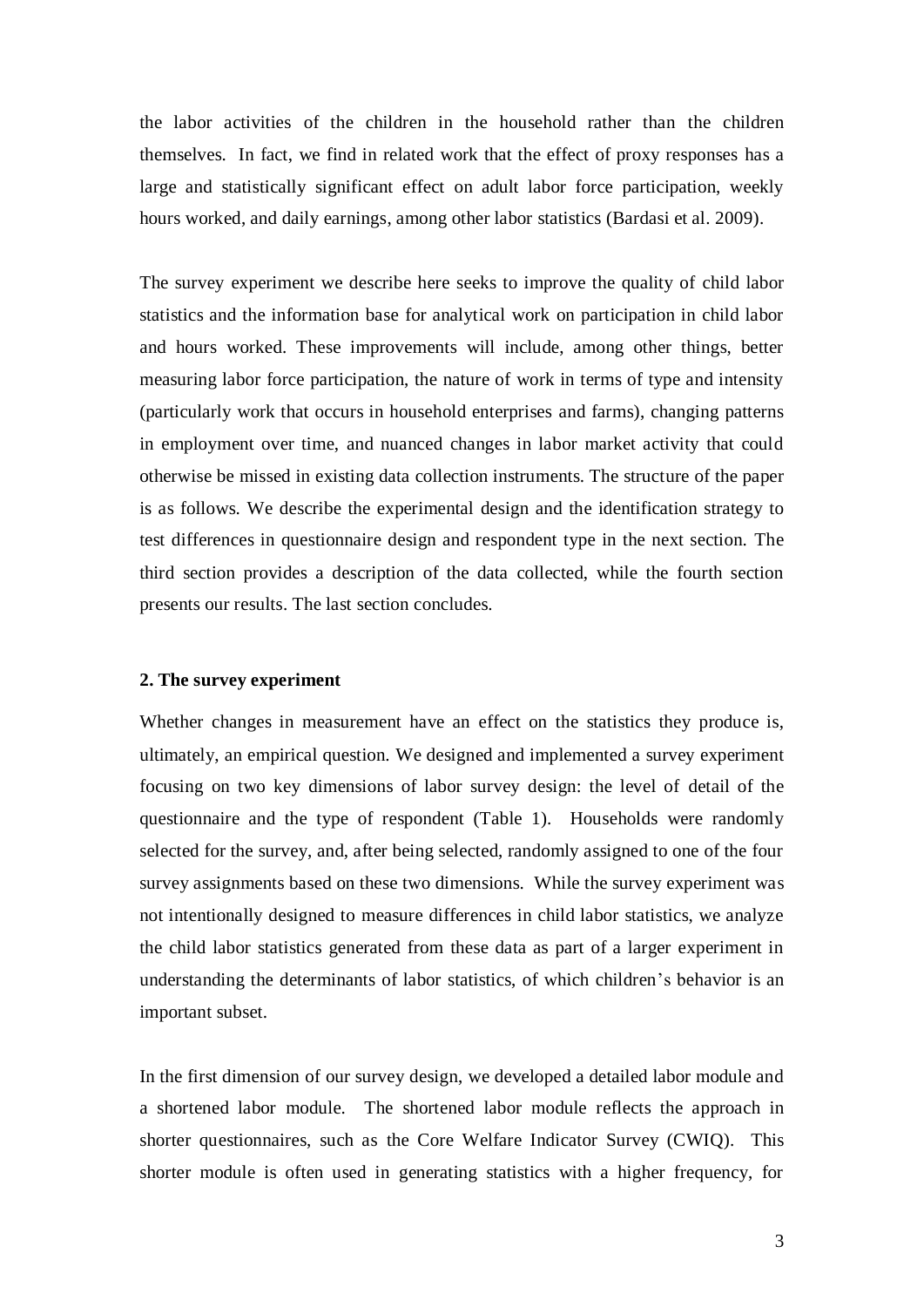the labor activities of the children in the household rather than the children themselves. In fact, we find in related work that the effect of proxy responses has a large and statistically significant effect on adult labor force participation, weekly hours worked, and daily earnings, among other labor statistics (Bardasi et al. 2009).

The survey experiment we describe here seeks to improve the quality of child labor statistics and the information base for analytical work on participation in child labor and hours worked. These improvements will include, among other things, better measuring labor force participation, the nature of work in terms of type and intensity (particularly work that occurs in household enterprises and farms), changing patterns in employment over time, and nuanced changes in labor market activity that could otherwise be missed in existing data collection instruments. The structure of the paper is as follows. We describe the experimental design and the identification strategy to test differences in questionnaire design and respondent type in the next section. The third section provides a description of the data collected, while the fourth section presents our results. The last section concludes.

## 2. The survey experiment

Whether changes in measurement have an effect on the statistics they produce is, ultimately, an empirical question. We designed and implemented a survey experiment focusing on two key dimensions of labor survey design: the level of detail of the questionnaire and the type of respondent (Table 1). Households were randomly selected for the survey, and, after being selected, randomly assigned to one of the four survey assignments based on these two dimensions. While the survey experiment was not intentionally designed to measure differences in child labor statistics, we analyze the child labor statistics generated from these data as part of a larger experiment in understanding the determinants of labor statistics, of which children's behavior is an important subset.

In the first dimension of our survey design, we developed a detailed labor module and a shortened labor module. The shortened labor module reflects the approach in shorter questionnaires, such as the Core Welfare Indicator Survey (CWIQ). This shorter module is often used in generating statistics with a higher frequency, for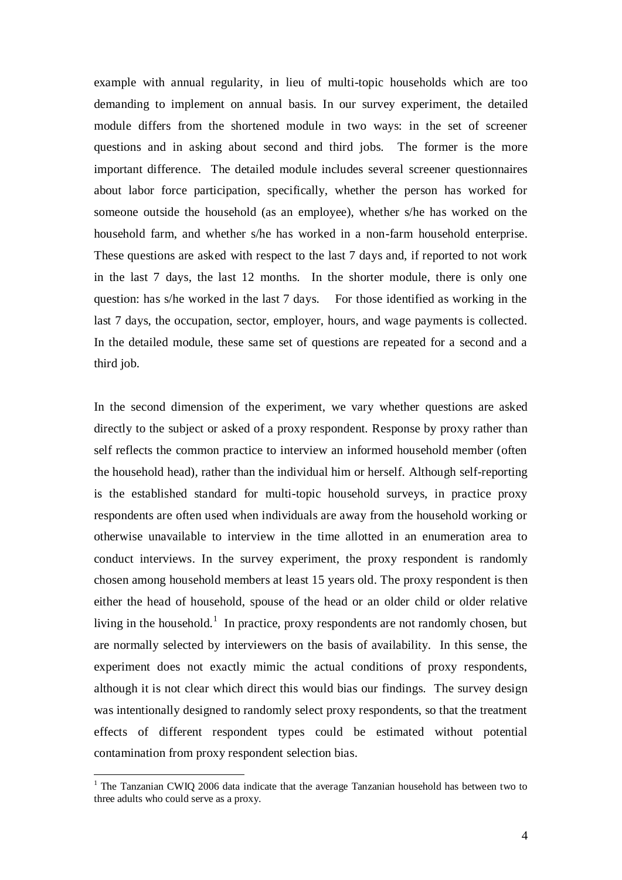example with annual regularity, in lieu of multi-topic households which are too demanding to implement on annual basis. In our survey experiment, the detailed module differs from the shortened module in two ways: in the set of screener questions and in asking about second and third jobs. The former is the more important difference. The detailed module includes several screener questionnaires about labor force participation, specifically, whether the person has worked for someone outside the household (as an employee), whether s/he has worked on the household farm, and whether s/he has worked in a non-farm household enterprise. These questions are asked with respect to the last 7 days and, if reported to not work in the last 7 days, the last 12 months. In the shorter module, there is only one question: has s/he worked in the last 7 days. For those identified as working in the last 7 days, the occupation, sector, employer, hours, and wage payments is collected. In the detailed module, these same set of questions are repeated for a second and a third job.

In the second dimension of the experiment, we vary whether questions are asked directly to the subject or asked of a proxy respondent. Response by proxy rather than self reflects the common practice to interview an informed household member (often the household head), rather than the individual him or herself. Although self-reporting is the established standard for multi-topic household surveys, in practice proxy respondents are often used when individuals are away from the household working or otherwise unavailable to interview in the time allotted in an enumeration area to conduct interviews. In the survey experiment, the proxy respondent is randomly chosen among household members at least 15 years old. The proxy respondent is then either the head of household, spouse of the head or an older child or older relative living in the household.[1] In practice, proxy respondents are not randomly chosen, but are normally selected by interviewers on the basis of availability. In this sense, the experiment does not exactly mimic the actual conditions of proxy respondents, although it is not clear which direct this would bias our findings. The survey design was intentionally designed to randomly select proxy respondents, so that the treatment effects of different respondent types could be estimated without potential contamination from proxy respondent selection bias.

[1] The Tanzanian CWIQ 2006 data indicate that the average Tanzanian household has between two to three adults who could serve as a proxy.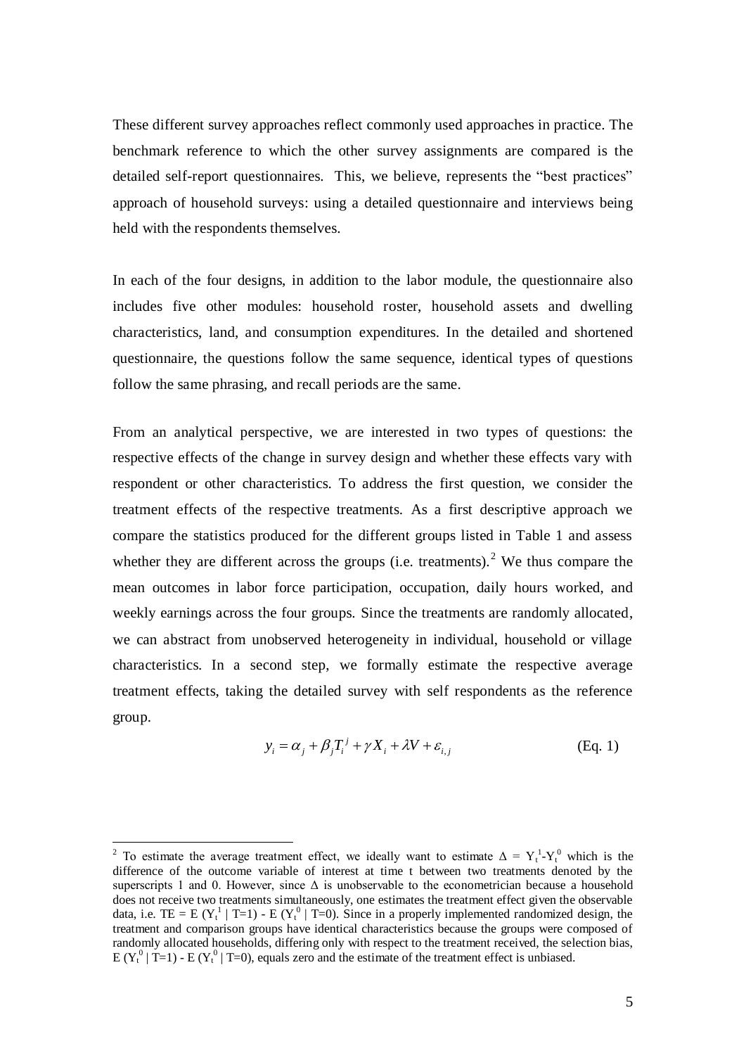These different survey approaches reflect commonly used approaches in practice. The benchmark reference to which the other survey assignments are compared is the detailed self-report questionnaires. This, we believe, represents the "best practices" approach of household surveys: using a detailed questionnaire and interviews being held with the respondents themselves.

In each of the four designs, in addition to the labor module, the questionnaire also includes five other modules: household roster, household assets and dwelling characteristics, land, and consumption expenditures. In the detailed and shortened questionnaire, the questions follow the same sequence, identical types of questions follow the same phrasing, and recall periods are the same.

From an analytical perspective, we are interested in two types of questions: the respective effects of the change in survey design and whether these effects vary with respondent or other characteristics. To address the first question, we consider the treatment effects of the respective treatments. As a first descriptive approach we compare the statistics produced for the different groups listed in Table 1 and assess whether they are different across the groups (i.e. treatments).[2] We thus compare the mean outcomes in labor force participation, occupation, daily hours worked, and weekly earnings across the four groups. Since the treatments are randomly allocated, we can abstract from unobserved heterogeneity in individual, household or village characteristics. In a second step, we formally estimate the respective average treatment effects, taking the detailed survey with self respondents as the reference group.

$$y_i = \alpha_j + \beta_j T_i^j + \gamma X_i + \lambda V + \varepsilon_{i,j} \qquad \text{(Eq. 1)}$$

[2] To estimate the average treatment effect, we ideally want to estimate $\Delta = Y_t^1 - Y_t^0$ which is the difference of the outcome variable of interest at time t between two treatments denoted by the superscripts 1 and 0. However, since $\Delta$ is unobservable to the econometrician because a household does not receive two treatments simultaneously, one estimates the treatment effect given the observable data, i.e. $TE = E(Y_t^1 \mid T=1) - E(Y_t^0 \mid T=0)$. Since in a properly implemented randomized design, the treatment and comparison groups have identical characteristics because the groups were composed of randomly allocated households, differing only with respect to the treatment received, the selection bias, $E(Y_t^0 \mid T=1) - E(Y_t^0 \mid T=0)$, equals zero and the estimate of the treatment effect is unbiased.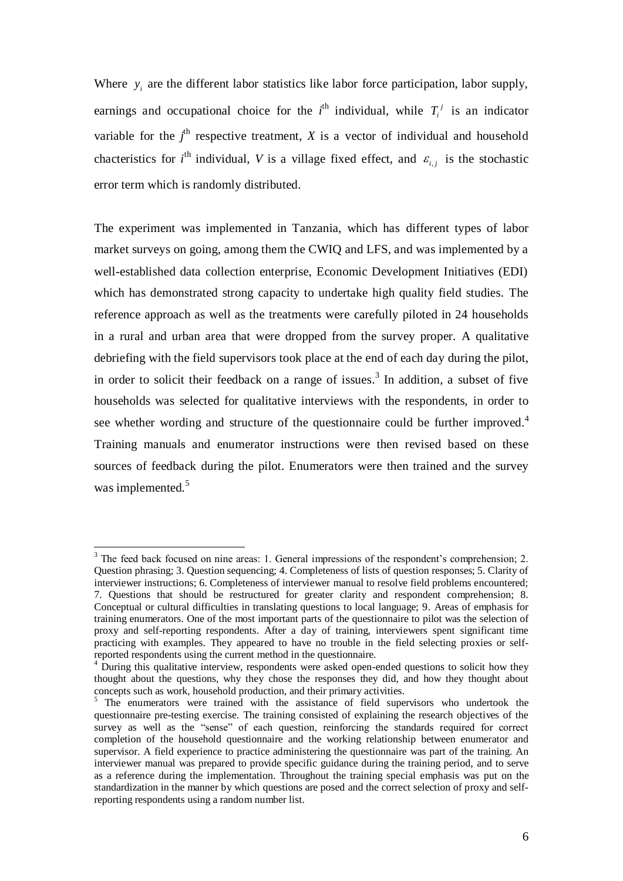Where $y_i$ are the different labor statistics like labor force participation, labor supply, earnings and occupational choice for the $i^{\text{th}}$ individual, while $T_i^j$ is an indicator variable for the $j^{\text{th}}$ respective treatment, $X$ is a vector of individual and household chacteristics for $i^{\text{th}}$ individual, $V$ is a village fixed effect, and $\varepsilon_{i,j}$ is the stochastic error term which is randomly distributed.

The experiment was implemented in Tanzania, which has different types of labor market surveys on going, among them the CWIQ and LFS, and was implemented by a well-established data collection enterprise, Economic Development Initiatives (EDI) which has demonstrated strong capacity to undertake high quality field studies. The reference approach as well as the treatments were carefully piloted in 24 households in a rural and urban area that were dropped from the survey proper. A qualitative debriefing with the field supervisors took place at the end of each day during the pilot, in order to solicit their feedback on a range of issues.[3] In addition, a subset of five households was selected for qualitative interviews with the respondents, in order to see whether wording and structure of the questionnaire could be further improved.[4] Training manuals and enumerator instructions were then revised based on these sources of feedback during the pilot. Enumerators were then trained and the survey was implemented.[5]

---

[3] The feed back focused on nine areas: 1. General impressions of the respondent's comprehension; 2. Question phrasing; 3. Question sequencing; 4. Completeness of lists of question responses; 5. Clarity of interviewer instructions; 6. Completeness of interviewer manual to resolve field problems encountered; 7. Questions that should be restructured for greater clarity and respondent comprehension; 8. Conceptual or cultural difficulties in translating questions to local language; 9. Areas of emphasis for training enumerators. One of the most important parts of the questionnaire to pilot was the selection of proxy and self-reporting respondents. After a day of training, interviewers spent significant time practicing with examples. They appeared to have no trouble in the field selecting proxies or self-reported respondents using the current method in the questionnaire.

[4] During this qualitative interview, respondents were asked open-ended questions to solicit how they thought about the questions, why they chose the responses they did, and how they thought about concepts such as work, household production, and their primary activities.

[5] The enumerators were trained with the assistance of field supervisors who undertook the questionnaire pre-testing exercise. The training consisted of explaining the research objectives of the survey as well as the "sense" of each question, reinforcing the standards required for correct completion of the household questionnaire and the working relationship between enumerator and supervisor. A field experience to practice administering the questionnaire was part of the training. An interviewer manual was prepared to provide specific guidance during the training period, and to serve as a reference during the implementation. Throughout the training special emphasis was put on the standardization in the manner by which questions are posed and the correct selection of proxy and self-reporting respondents using a random number list.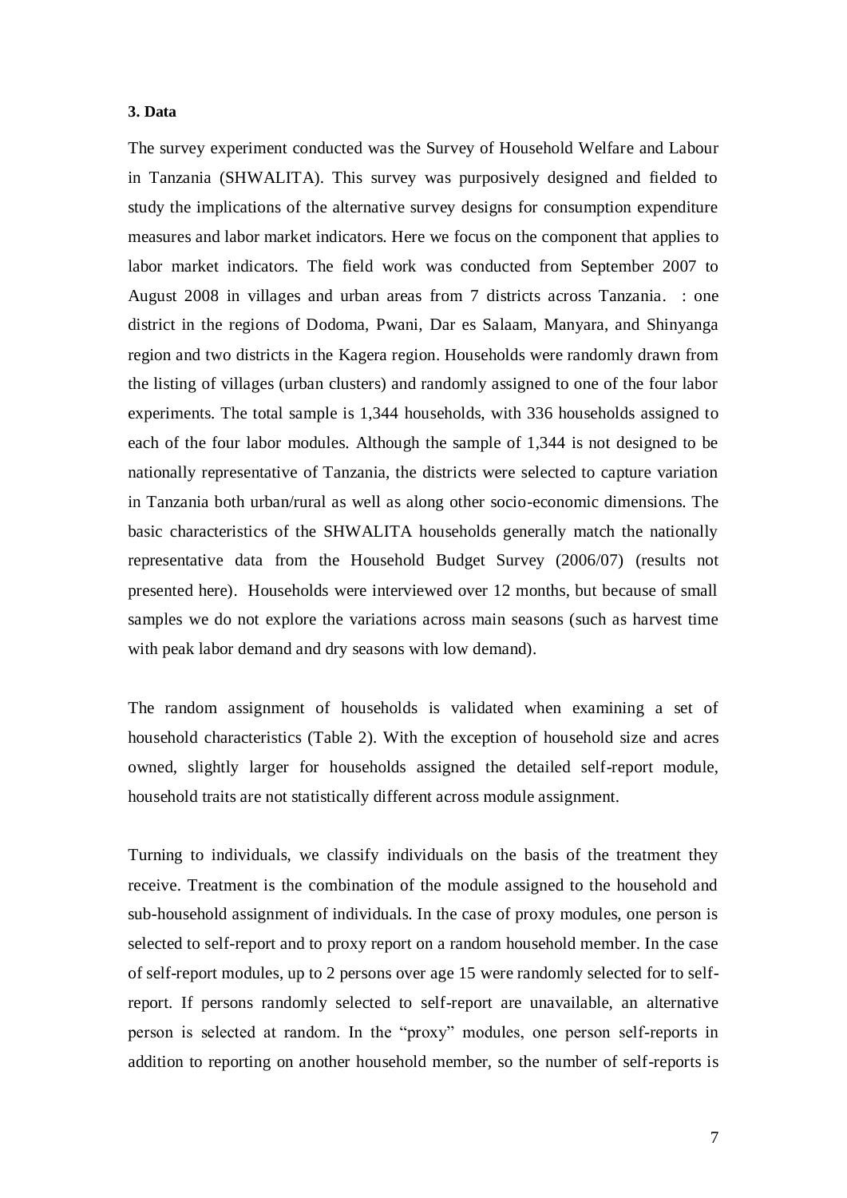**3. Data**

The survey experiment conducted was the Survey of Household Welfare and Labour in Tanzania (SHWALITA). This survey was purposively designed and fielded to study the implications of the alternative survey designs for consumption expenditure measures and labor market indicators. Here we focus on the component that applies to labor market indicators. The field work was conducted from September 2007 to August 2008 in villages and urban areas from 7 districts across Tanzania. : one district in the regions of Dodoma, Pwani, Dar es Salaam, Manyara, and Shinyanga region and two districts in the Kagera region. Households were randomly drawn from the listing of villages (urban clusters) and randomly assigned to one of the four labor experiments. The total sample is 1,344 households, with 336 households assigned to each of the four labor modules. Although the sample of 1,344 is not designed to be nationally representative of Tanzania, the districts were selected to capture variation in Tanzania both urban/rural as well as along other socio-economic dimensions. The basic characteristics of the SHWALITA households generally match the nationally representative data from the Household Budget Survey (2006/07) (results not presented here). Households were interviewed over 12 months, but because of small samples we do not explore the variations across main seasons (such as harvest time with peak labor demand and dry seasons with low demand).

The random assignment of households is validated when examining a set of household characteristics (Table 2). With the exception of household size and acres owned, slightly larger for households assigned the detailed self-report module, household traits are not statistically different across module assignment.

Turning to individuals, we classify individuals on the basis of the treatment they receive. Treatment is the combination of the module assigned to the household and sub-household assignment of individuals. In the case of proxy modules, one person is selected to self-report and to proxy report on a random household member. In the case of self-report modules, up to 2 persons over age 15 were randomly selected for to self-report. If persons randomly selected to self-report are unavailable, an alternative person is selected at random. In the "proxy" modules, one person self-reports in addition to reporting on another household member, so the number of self-reports is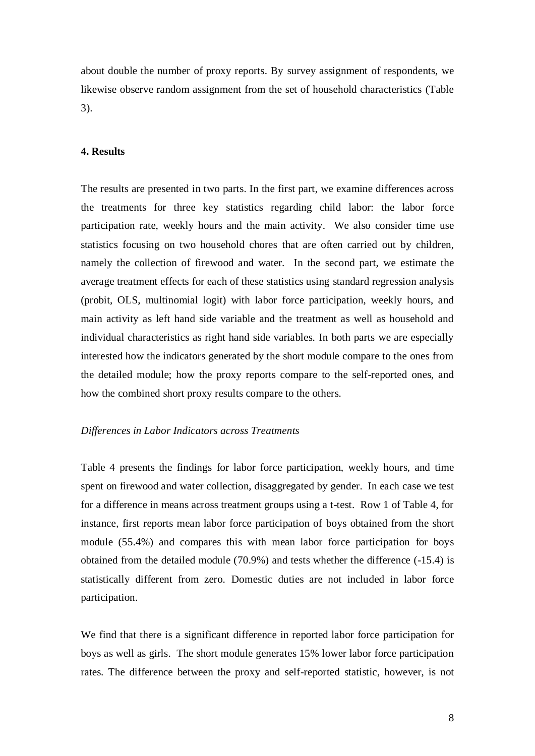about double the number of proxy reports. By survey assignment of respondents, we likewise observe random assignment from the set of household characteristics (Table 3).

## 4. Results

The results are presented in two parts. In the first part, we examine differences across the treatments for three key statistics regarding child labor: the labor force participation rate, weekly hours and the main activity. We also consider time use statistics focusing on two household chores that are often carried out by children, namely the collection of firewood and water. In the second part, we estimate the average treatment effects for each of these statistics using standard regression analysis (probit, OLS, multinomial logit) with labor force participation, weekly hours, and main activity as left hand side variable and the treatment as well as household and individual characteristics as right hand side variables. In both parts we are especially interested how the indicators generated by the short module compare to the ones from the detailed module; how the proxy reports compare to the self-reported ones, and how the combined short proxy results compare to the others.

*Differences in Labor Indicators across Treatments*

Table 4 presents the findings for labor force participation, weekly hours, and time spent on firewood and water collection, disaggregated by gender. In each case we test for a difference in means across treatment groups using a t-test. Row 1 of Table 4, for instance, first reports mean labor force participation of boys obtained from the short module (55.4%) and compares this with mean labor force participation for boys obtained from the detailed module (70.9%) and tests whether the difference (-15.4) is statistically different from zero. Domestic duties are not included in labor force participation.

We find that there is a significant difference in reported labor force participation for boys as well as girls. The short module generates 15% lower labor force participation rates. The difference between the proxy and self-reported statistic, however, is not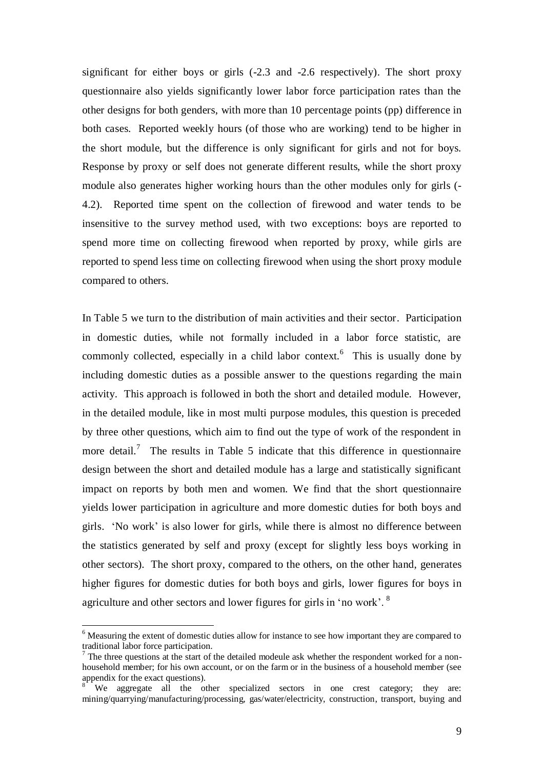significant for either boys or girls (-2.3 and -2.6 respectively). The short proxy questionnaire also yields significantly lower labor force participation rates than the other designs for both genders, with more than 10 percentage points (pp) difference in both cases. Reported weekly hours (of those who are working) tend to be higher in the short module, but the difference is only significant for girls and not for boys. Response by proxy or self does not generate different results, while the short proxy module also generates higher working hours than the other modules only for girls (-4.2). Reported time spent on the collection of firewood and water tends to be insensitive to the survey method used, with two exceptions: boys are reported to spend more time on collecting firewood when reported by proxy, while girls are reported to spend less time on collecting firewood when using the short proxy module compared to others.

In Table 5 we turn to the distribution of main activities and their sector. Participation in domestic duties, while not formally included in a labor force statistic, are commonly collected, especially in a child labor context.[6] This is usually done by including domestic duties as a possible answer to the questions regarding the main activity. This approach is followed in both the short and detailed module. However, in the detailed module, like in most multi purpose modules, this question is preceded by three other questions, which aim to find out the type of work of the respondent in more detail.[7] The results in Table 5 indicate that this difference in questionnaire design between the short and detailed module has a large and statistically significant impact on reports by both men and women. We find that the short questionnaire yields lower participation in agriculture and more domestic duties for both boys and girls. 'No work' is also lower for girls, while there is almost no difference between the statistics generated by self and proxy (except for slightly less boys working in other sectors). The short proxy, compared to the others, on the other hand, generates higher figures for domestic duties for both boys and girls, lower figures for boys in agriculture and other sectors and lower figures for girls in 'no work'.[8]

[6] Measuring the extent of domestic duties allow for instance to see how important they are compared to traditional labor force participation.

[7] The three questions at the start of the detailed modeule ask whether the respondent worked for a non-household member; for his own account, or on the farm or in the business of a household member (see appendix for the exact questions).

[8] We aggregate all the other specialized sectors in one crest category; they are: mining/quarrying/manufacturing/processing, gas/water/electricity, construction, transport, buying and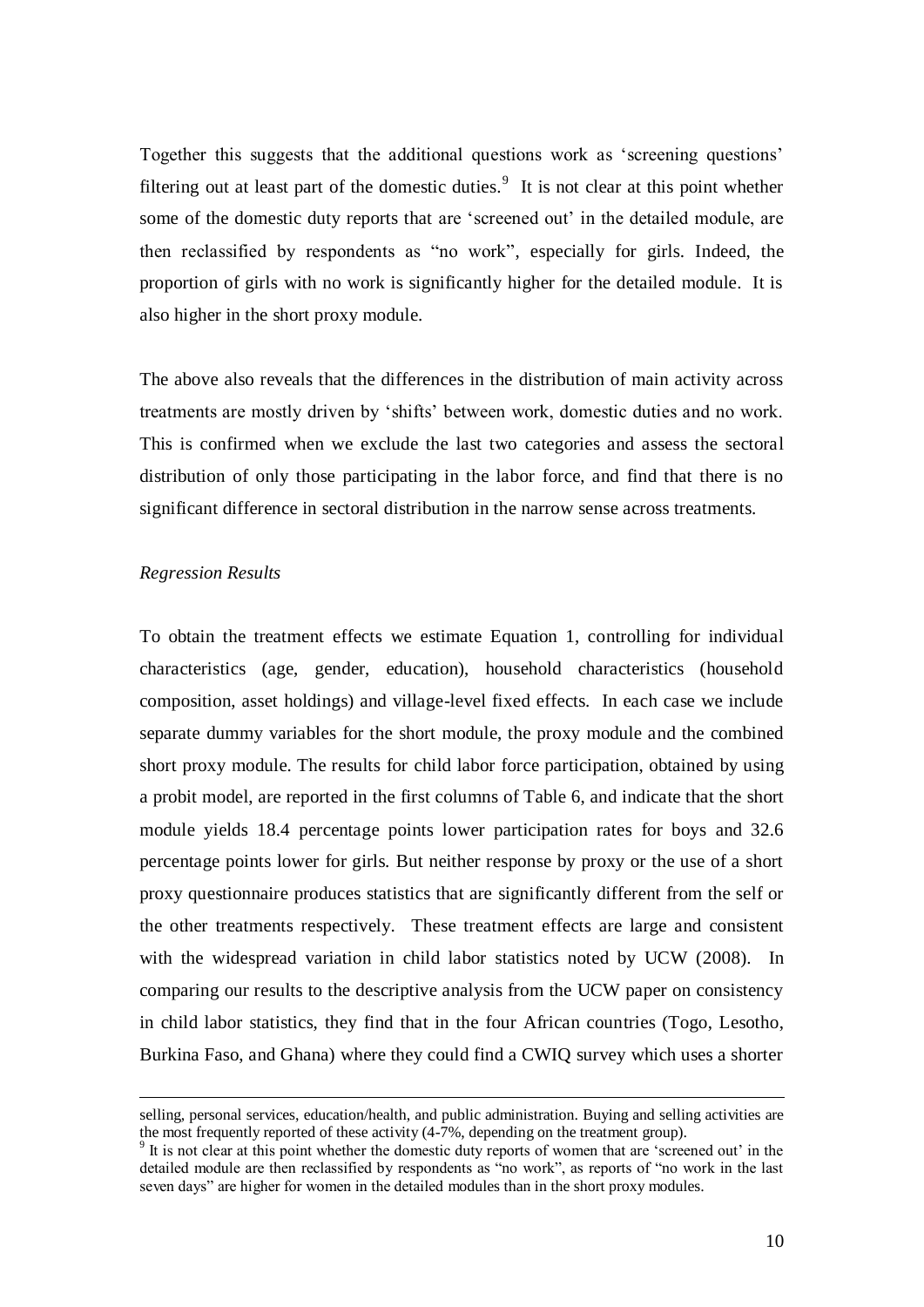Together this suggests that the additional questions work as 'screening questions' filtering out at least part of the domestic duties.[9] It is not clear at this point whether some of the domestic duty reports that are 'screened out' in the detailed module, are then reclassified by respondents as "no work", especially for girls. Indeed, the proportion of girls with no work is significantly higher for the detailed module. It is also higher in the short proxy module.

The above also reveals that the differences in the distribution of main activity across treatments are mostly driven by 'shifts' between work, domestic duties and no work. This is confirmed when we exclude the last two categories and assess the sectoral distribution of only those participating in the labor force, and find that there is no significant difference in sectoral distribution in the narrow sense across treatments.

*Regression Results*

To obtain the treatment effects we estimate Equation 1, controlling for individual characteristics (age, gender, education), household characteristics (household composition, asset holdings) and village-level fixed effects. In each case we include separate dummy variables for the short module, the proxy module and the combined short proxy module. The results for child labor force participation, obtained by using a probit model, are reported in the first columns of Table 6, and indicate that the short module yields 18.4 percentage points lower participation rates for boys and 32.6 percentage points lower for girls. But neither response by proxy or the use of a short proxy questionnaire produces statistics that are significantly different from the self or the other treatments respectively. These treatment effects are large and consistent with the widespread variation in child labor statistics noted by UCW (2008). In comparing our results to the descriptive analysis from the UCW paper on consistency in child labor statistics, they find that in the four African countries (Togo, Lesotho, Burkina Faso, and Ghana) where they could find a CWIQ survey which uses a shorter

---

selling, personal services, education/health, and public administration. Buying and selling activities are the most frequently reported of these activity (4-7%, depending on the treatment group).

[9] It is not clear at this point whether the domestic duty reports of women that are 'screened out' in the detailed module are then reclassified by respondents as "no work", as reports of "no work in the last seven days" are higher for women in the detailed modules than in the short proxy modules.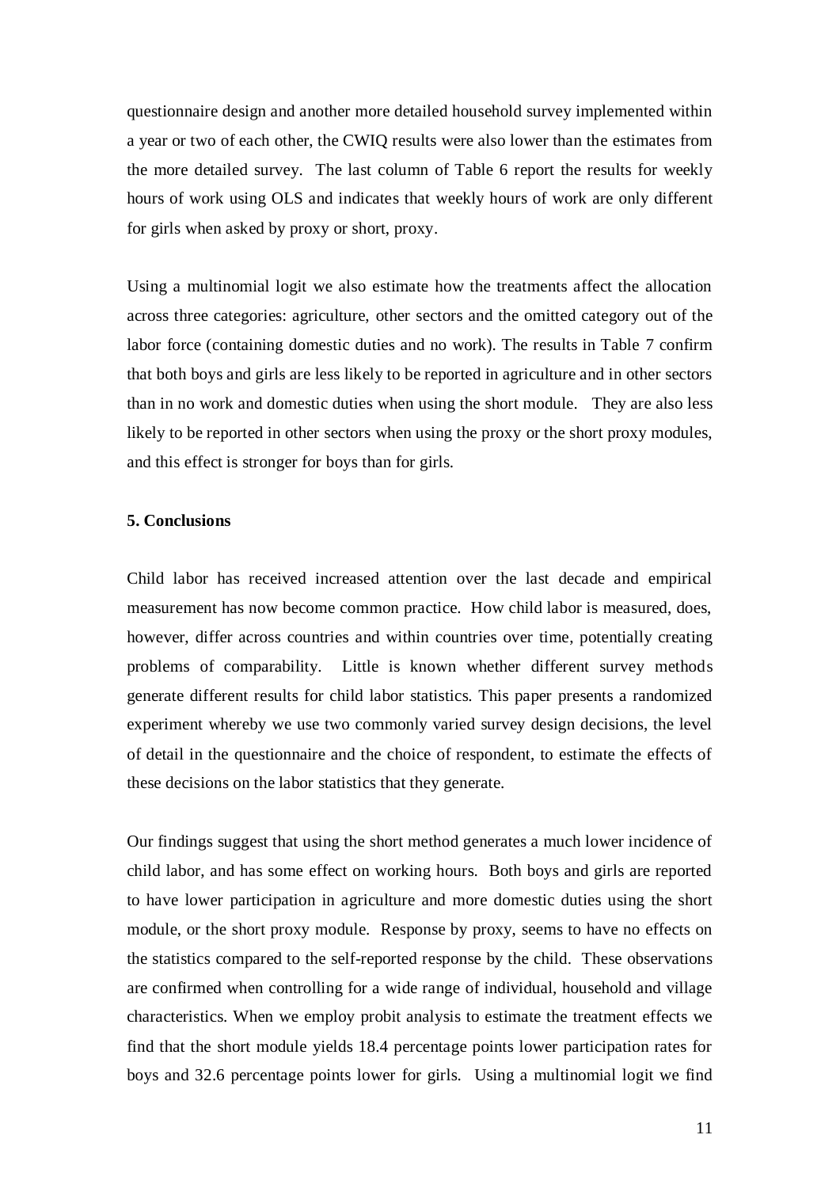questionnaire design and another more detailed household survey implemented within a year or two of each other, the CWIQ results were also lower than the estimates from the more detailed survey. The last column of Table 6 report the results for weekly hours of work using OLS and indicates that weekly hours of work are only different for girls when asked by proxy or short, proxy.

Using a multinomial logit we also estimate how the treatments affect the allocation across three categories: agriculture, other sectors and the omitted category out of the labor force (containing domestic duties and no work). The results in Table 7 confirm that both boys and girls are less likely to be reported in agriculture and in other sectors than in no work and domestic duties when using the short module. They are also less likely to be reported in other sectors when using the proxy or the short proxy modules, and this effect is stronger for boys than for girls.

**5. Conclusions**

Child labor has received increased attention over the last decade and empirical measurement has now become common practice. How child labor is measured, does, however, differ across countries and within countries over time, potentially creating problems of comparability. Little is known whether different survey methods generate different results for child labor statistics. This paper presents a randomized experiment whereby we use two commonly varied survey design decisions, the level of detail in the questionnaire and the choice of respondent, to estimate the effects of these decisions on the labor statistics that they generate.

Our findings suggest that using the short method generates a much lower incidence of child labor, and has some effect on working hours. Both boys and girls are reported to have lower participation in agriculture and more domestic duties using the short module, or the short proxy module. Response by proxy, seems to have no effects on the statistics compared to the self-reported response by the child. These observations are confirmed when controlling for a wide range of individual, household and village characteristics. When we employ probit analysis to estimate the treatment effects we find that the short module yields 18.4 percentage points lower participation rates for boys and 32.6 percentage points lower for girls. Using a multinomial logit we find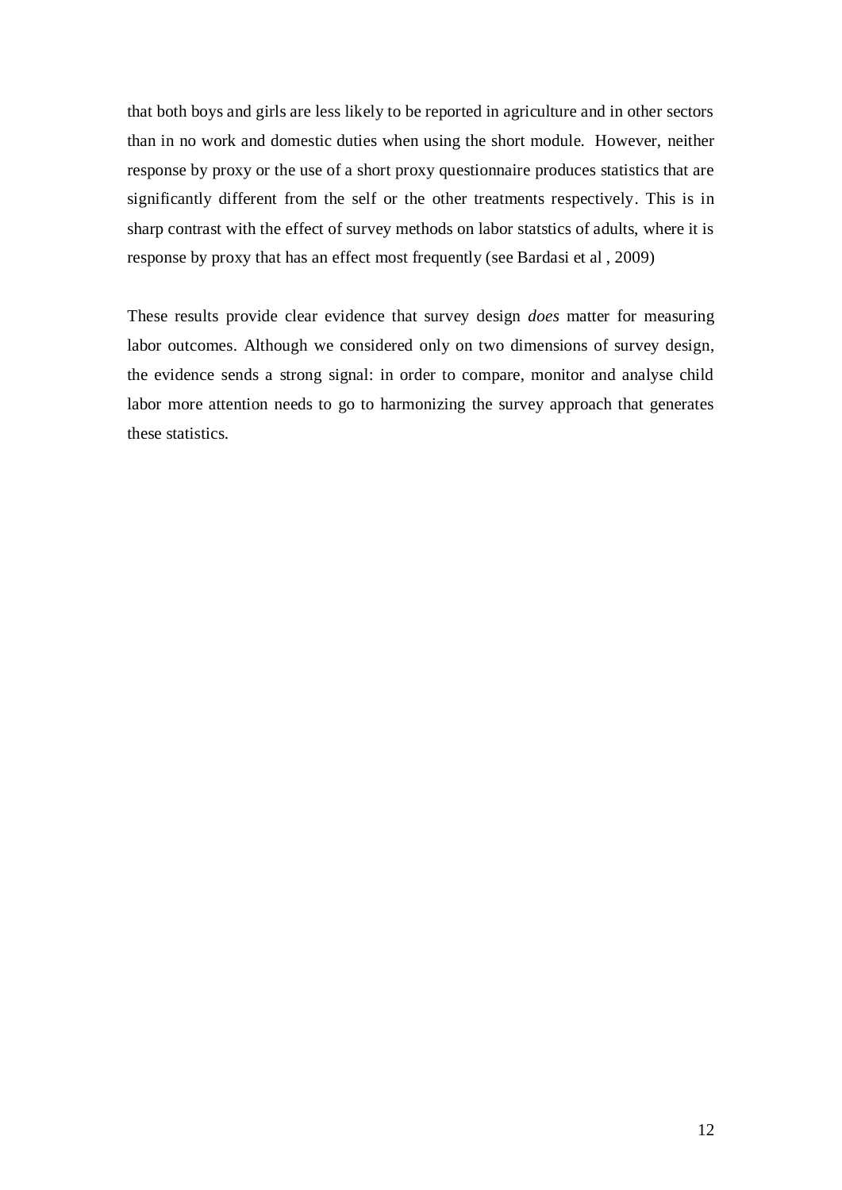that both boys and girls are less likely to be reported in agriculture and in other sectors than in no work and domestic duties when using the short module. However, neither response by proxy or the use of a short proxy questionnaire produces statistics that are significantly different from the self or the other treatments respectively. This is in sharp contrast with the effect of survey methods on labor statstics of adults, where it is response by proxy that has an effect most frequently (see Bardasi et al , 2009)

These results provide clear evidence that survey design *does* matter for measuring labor outcomes. Although we considered only on two dimensions of survey design, the evidence sends a strong signal: in order to compare, monitor and analyse child labor more attention needs to go to harmonizing the survey approach that generates these statistics.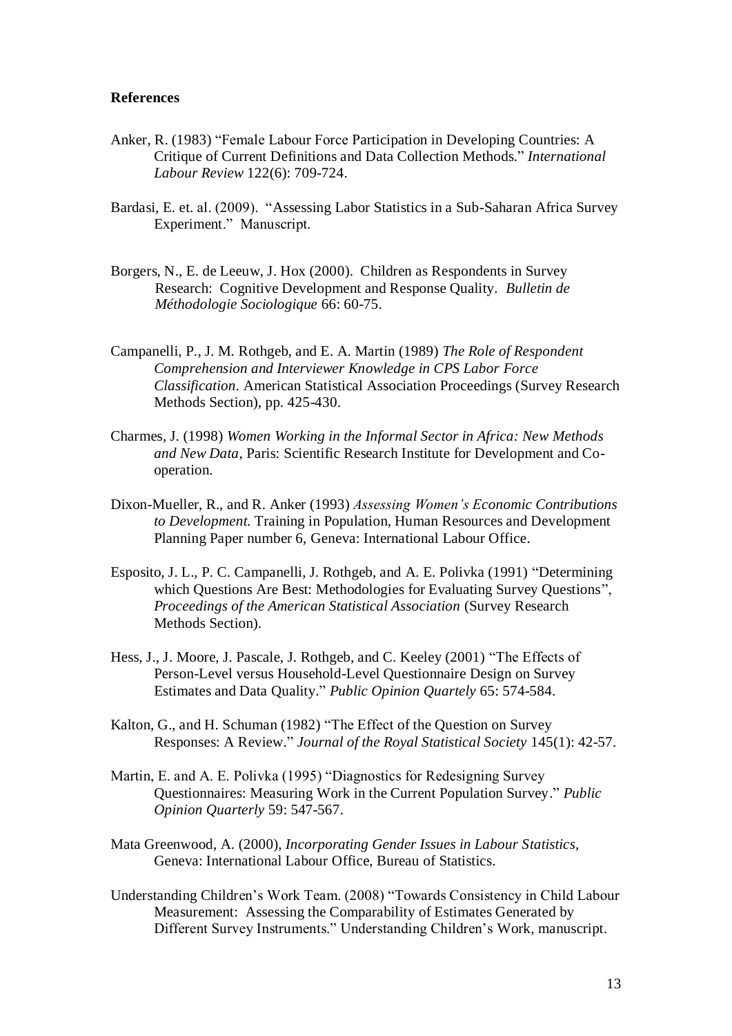**References**

Anker, R. (1983) "Female Labour Force Participation in Developing Countries: A Critique of Current Definitions and Data Collection Methods." *International Labour Review* 122(6): 709-724.

Bardasi, E. et. al. (2009). "Assessing Labor Statistics in a Sub-Saharan Africa Survey Experiment." Manuscript.

Borgers, N., E. de Leeuw, J. Hox (2000). Children as Respondents in Survey Research: Cognitive Development and Response Quality. *Bulletin de Méthodologie Sociologique* 66: 60-75.

Campanelli, P., J. M. Rothgeb, and E. A. Martin (1989) *The Role of Respondent Comprehension and Interviewer Knowledge in CPS Labor Force Classification*. American Statistical Association Proceedings (Survey Research Methods Section), pp. 425-430.

Charmes, J. (1998) *Women Working in the Informal Sector in Africa: New Methods and New Data*, Paris: Scientific Research Institute for Development and Co-operation.

Dixon-Mueller, R., and R. Anker (1993) *Assessing Women's Economic Contributions to Development.* Training in Population, Human Resources and Development Planning Paper number 6, Geneva: International Labour Office.

Esposito, J. L., P. C. Campanelli, J. Rothgeb, and A. E. Polivka (1991) "Determining which Questions Are Best: Methodologies for Evaluating Survey Questions", *Proceedings of the American Statistical Association* (Survey Research Methods Section).

Hess, J., J. Moore, J. Pascale, J. Rothgeb, and C. Keeley (2001) "The Effects of Person-Level versus Household-Level Questionnaire Design on Survey Estimates and Data Quality." *Public Opinion Quartely* 65: 574-584.

Kalton, G., and H. Schuman (1982) "The Effect of the Question on Survey Responses: A Review." *Journal of the Royal Statistical Society* 145(1): 42-57.

Martin, E. and A. E. Polivka (1995) "Diagnostics for Redesigning Survey Questionnaires: Measuring Work in the Current Population Survey." *Public Opinion Quarterly* 59: 547-567.

Mata Greenwood, A. (2000), *Incorporating Gender Issues in Labour Statistics*, Geneva: International Labour Office, Bureau of Statistics.

Understanding Children's Work Team. (2008) "Towards Consistency in Child Labour Measurement: Assessing the Comparability of Estimates Generated by Different Survey Instruments." Understanding Children's Work, manuscript.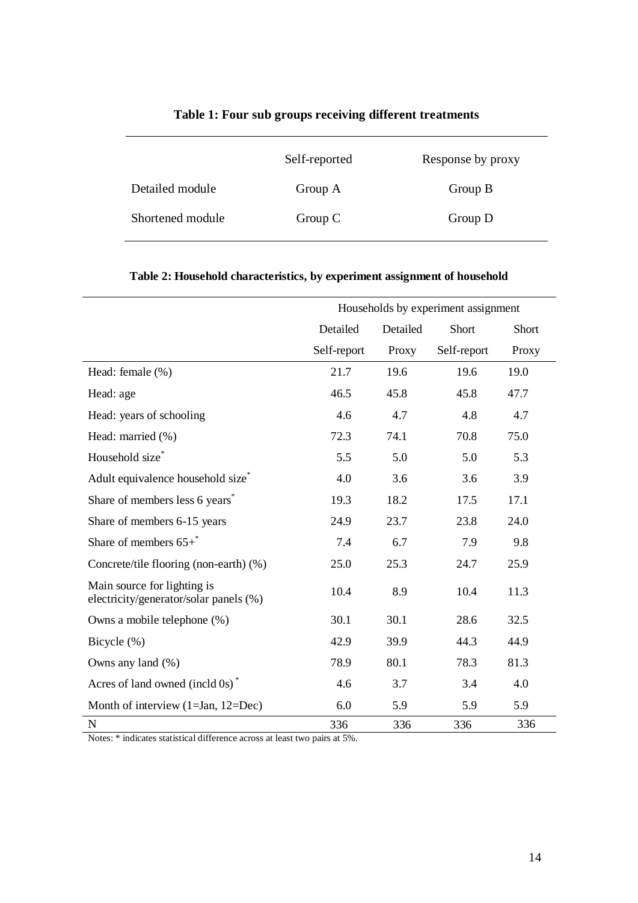**Table 1: Four sub groups receiving different treatments**

| | Self-reported | Response by proxy |
|---|---|---|
| Detailed module | Group A | Group B |
| Shortened module | Group C | Group D |

**Table 2: Household characteristics, by experiment assignment of household**

| | Households by experiment assignment | | | |
|---|---|---|---|---|
| | Detailed | Detailed | Short | Short |
| | Self-report | Proxy | Self-report | Proxy |
| Head: female (%) | 21.7 | 19.6 | 19.6 | 19.0 |
| Head: age | 46.5 | 45.8 | 45.8 | 47.7 |
| Head: years of schooling | 4.6 | 4.7 | 4.8 | 4.7 |
| Head: married (%) | 72.3 | 74.1 | 70.8 | 75.0 |
| Household size* | 5.5 | 5.0 | 5.0 | 5.3 |
| Adult equivalence household size* | 4.0 | 3.6 | 3.6 | 3.9 |
| Share of members less 6 years* | 19.3 | 18.2 | 17.5 | 17.1 |
| Share of members 6-15 years | 24.9 | 23.7 | 23.8 | 24.0 |
| Share of members 65+* | 7.4 | 6.7 | 7.9 | 9.8 |
| Concrete/tile flooring (non-earth) (%) | 25.0 | 25.3 | 24.7 | 25.9 |
| Main source for lighting is electricity/generator/solar panels (%) | 10.4 | 8.9 | 10.4 | 11.3 |
| Owns a mobile telephone (%) | 30.1 | 30.1 | 28.6 | 32.5 |
| Bicycle (%) | 42.9 | 39.9 | 44.3 | 44.9 |
| Owns any land (%) | 78.9 | 80.1 | 78.3 | 81.3 |
| Acres of land owned (incld 0s)* | 4.6 | 3.7 | 3.4 | 4.0 |
| Month of interview (1=Jan, 12=Dec) | 6.0 | 5.9 | 5.9 | 5.9 |
| N | 336 | 336 | 336 | 336 |

Notes: * indicates statistical difference across at least two pairs at 5%.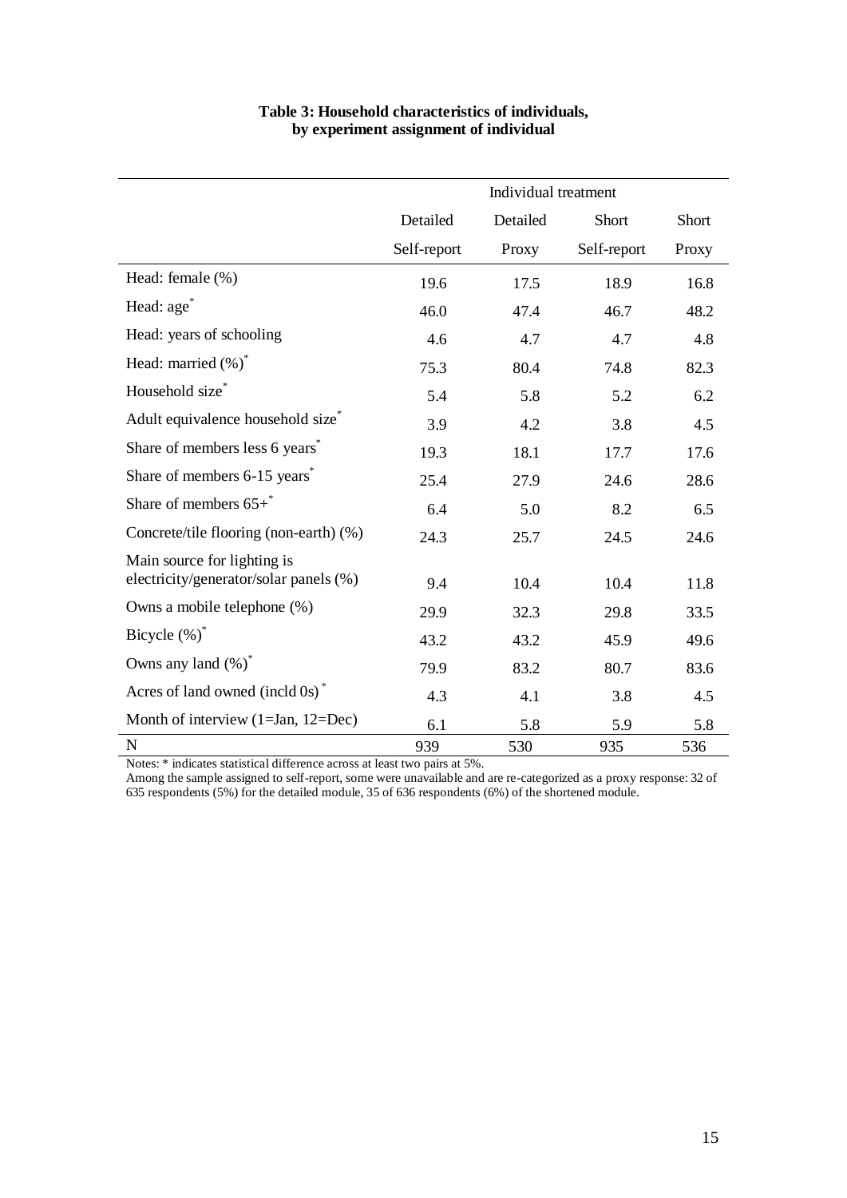**Table 3: Household characteristics of individuals, by experiment assignment of individual**

| | Individual treatment | | | |
|---|---|---|---|---|
| | Detailed Self-report | Detailed Proxy | Short Self-report | Short Proxy |
| Head: female (%) | 19.6 | 17.5 | 18.9 | 16.8 |
| Head: age* | 46.0 | 47.4 | 46.7 | 48.2 |
| Head: years of schooling | 4.6 | 4.7 | 4.7 | 4.8 |
| Head: married (%)* | 75.3 | 80.4 | 74.8 | 82.3 |
| Household size* | 5.4 | 5.8 | 5.2 | 6.2 |
| Adult equivalence household size* | 3.9 | 4.2 | 3.8 | 4.5 |
| Share of members less 6 years* | 19.3 | 18.1 | 17.7 | 17.6 |
| Share of members 6-15 years* | 25.4 | 27.9 | 24.6 | 28.6 |
| Share of members 65+* | 6.4 | 5.0 | 8.2 | 6.5 |
| Concrete/tile flooring (non-earth) (%) | 24.3 | 25.7 | 24.5 | 24.6 |
| Main source for lighting is electricity/generator/solar panels (%) | 9.4 | 10.4 | 10.4 | 11.8 |
| Owns a mobile telephone (%) | 29.9 | 32.3 | 29.8 | 33.5 |
| Bicycle (%)* | 43.2 | 43.2 | 45.9 | 49.6 |
| Owns any land (%)* | 79.9 | 83.2 | 80.7 | 83.6 |
| Acres of land owned (incld 0s)* | 4.3 | 4.1 | 3.8 | 4.5 |
| Month of interview (1=Jan, 12=Dec) | 6.1 | 5.8 | 5.9 | 5.8 |
| N | 939 | 530 | 935 | 536 |

Notes: * indicates statistical difference across at least two pairs at 5%.
Among the sample assigned to self-report, some were unavailable and are re-categorized as a proxy response: 32 of 635 respondents (5%) for the detailed module, 35 of 636 respondents (6%) of the shortened module.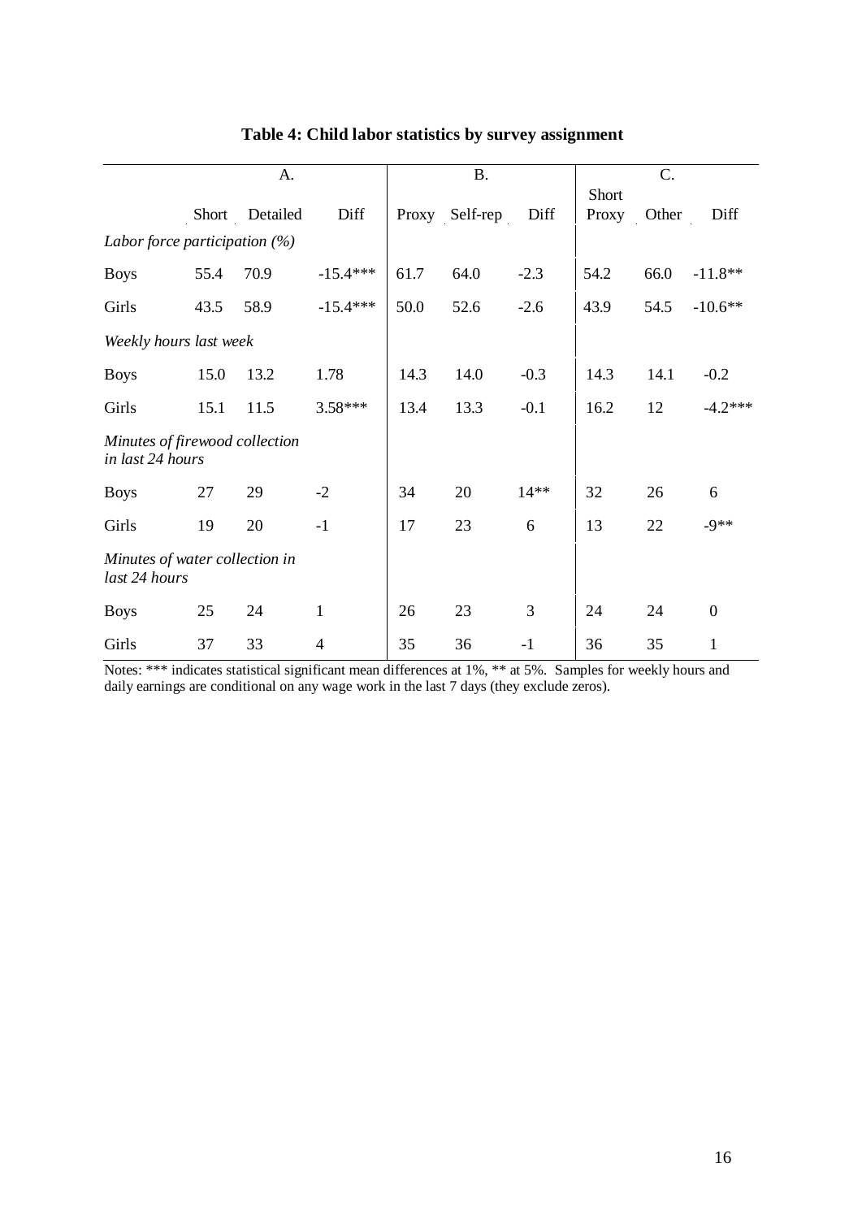**Table 4: Child labor statistics by survey assignment**

| | A. | | | B. | | | C. | | |
|---|---|---|---|---|---|---|---|---|---|
| | Short | Detailed | Diff | Proxy | Self-rep | Diff | Short Proxy | Other | Diff |
| *Labor force participation (%)* | | | | | | | | | |
| Boys | 55.4 | 70.9 | -15.4*** | 61.7 | 64.0 | -2.3 | 54.2 | 66.0 | -11.8** |
| Girls | 43.5 | 58.9 | -15.4*** | 50.0 | 52.6 | -2.6 | 43.9 | 54.5 | -10.6** |
| *Weekly hours last week* | | | | | | | | | |
| Boys | 15.0 | 13.2 | 1.78 | 14.3 | 14.0 | -0.3 | 14.3 | 14.1 | -0.2 |
| Girls | 15.1 | 11.5 | 3.58*** | 13.4 | 13.3 | -0.1 | 16.2 | 12 | -4.2*** |
| *Minutes of firewood collection in last 24 hours* | | | | | | | | | |
| Boys | 27 | 29 | -2 | 34 | 20 | 14** | 32 | 26 | 6 |
| Girls | 19 | 20 | -1 | 17 | 23 | 6 | 13 | 22 | -9** |
| *Minutes of water collection in last 24 hours* | | | | | | | | | |
| Boys | 25 | 24 | 1 | 26 | 23 | 3 | 24 | 24 | 0 |
| Girls | 37 | 33 | 4 | 35 | 36 | -1 | 36 | 35 | 1 |

Notes: *** indicates statistical significant mean differences at 1%, ** at 5%. Samples for weekly hours and daily earnings are conditional on any wage work in the last 7 days (they exclude zeros).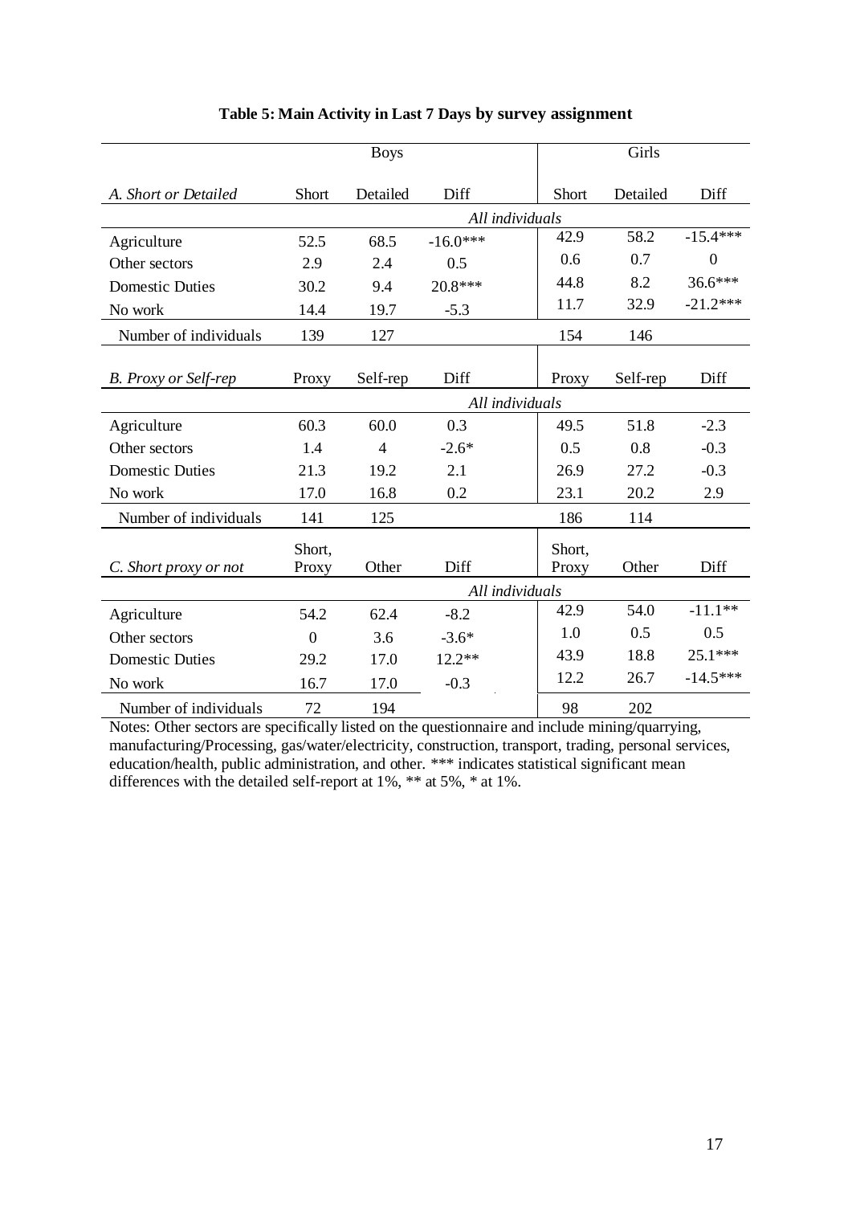**Table 5: Main Activity in Last 7 Days by survey assignment**

| | Boys | | | Girls | | |
|---|---|---|---|---|---|---|
| *A. Short or Detailed* | Short | Detailed | Diff | Short | Detailed | Diff |
| | *All individuals* | | | | | |
| Agriculture | 52.5 | 68.5 | -16.0*** | 42.9 | 58.2 | -15.4*** |
| Other sectors | 2.9 | 2.4 | 0.5 | 0.6 | 0.7 | 0 |
| Domestic Duties | 30.2 | 9.4 | 20.8*** | 44.8 | 8.2 | 36.6*** |
| No work | 14.4 | 19.7 | -5.3 | 11.7 | 32.9 | -21.2*** |
| Number of individuals | 139 | 127 | | 154 | 146 | |
| *B. Proxy or Self-rep* | Proxy | Self-rep | Diff | Proxy | Self-rep | Diff |
| | *All individuals* | | | | | |
| Agriculture | 60.3 | 60.0 | 0.3 | 49.5 | 51.8 | -2.3 |
| Other sectors | 1.4 | 4 | -2.6* | 0.5 | 0.8 | -0.3 |
| Domestic Duties | 21.3 | 19.2 | 2.1 | 26.9 | 27.2 | -0.3 |
| No work | 17.0 | 16.8 | 0.2 | 23.1 | 20.2 | 2.9 |
| Number of individuals | 141 | 125 | | 186 | 114 | |
| *C. Short proxy or not* | Short, Proxy | Other | Diff | Short, Proxy | Other | Diff |
| | *All individuals* | | | | | |
| Agriculture | 54.2 | 62.4 | -8.2 | 42.9 | 54.0 | -11.1** |
| Other sectors | 0 | 3.6 | -3.6* | 1.0 | 0.5 | 0.5 |
| Domestic Duties | 29.2 | 17.0 | 12.2** | 43.9 | 18.8 | 25.1*** |
| No work | 16.7 | 17.0 | -0.3 | 12.2 | 26.7 | -14.5*** |
| Number of individuals | 72 | 194 | | 98 | 202 | |

Notes: Other sectors are specifically listed on the questionnaire and include mining/quarrying, manufacturing/Processing, gas/water/electricity, construction, transport, trading, personal services, education/health, public administration, and other. *** indicates statistical significant mean differences with the detailed self-report at 1%, ** at 5%, * at 1%.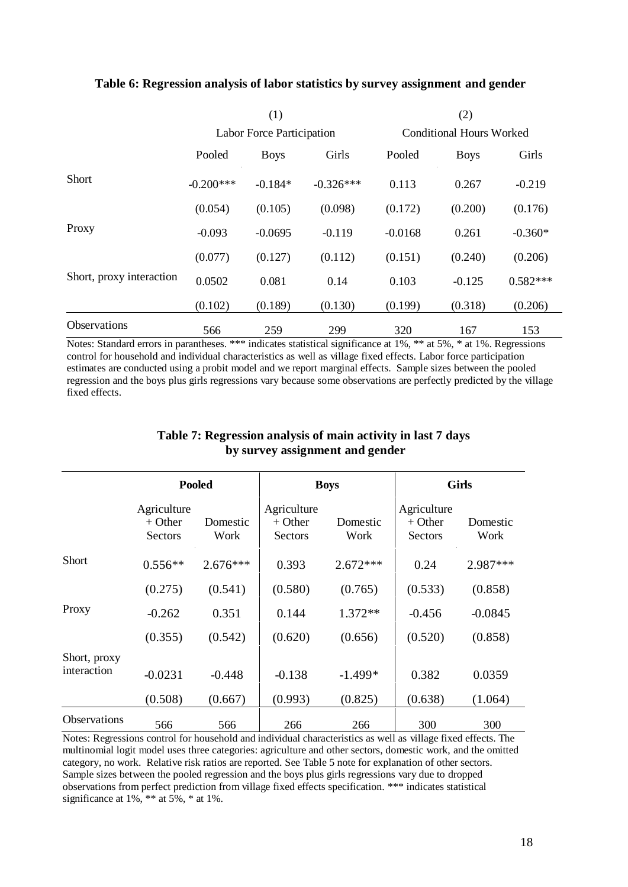**Table 6: Regression analysis of labor statistics by survey assignment and gender**

| | (1) Labor Force Participation | | | (2) Conditional Hours Worked | | |
|---|---|---|---|---|---|---|
| | Pooled | Boys | Girls | Pooled | Boys | Girls |
| Short | -0.200*** | -0.184* | -0.326*** | 0.113 | 0.267 | -0.219 |
| | (0.054) | (0.105) | (0.098) | (0.172) | (0.200) | (0.176) |
| Proxy | -0.093 | -0.0695 | -0.119 | -0.0168 | 0.261 | -0.360* |
| | (0.077) | (0.127) | (0.112) | (0.151) | (0.240) | (0.206) |
| Short, proxy interaction | 0.0502 | 0.081 | 0.14 | 0.103 | -0.125 | 0.582*** |
| | (0.102) | (0.189) | (0.130) | (0.199) | (0.318) | (0.206) |
| Observations | 566 | 259 | 299 | 320 | 167 | 153 |

Notes: Standard errors in parantheses. *** indicates statistical significance at 1%, ** at 5%, * at 1%. Regressions control for household and individual characteristics as well as village fixed effects. Labor force participation estimates are conducted using a probit model and we report marginal effects. Sample sizes between the pooled regression and the boys plus girls regressions vary because some observations are perfectly predicted by the village fixed effects.

**Table 7: Regression analysis of main activity in last 7 days by survey assignment and gender**

| | Pooled | | Boys | | Girls | |
|---|---|---|---|---|---|---|
| | Agriculture + Other Sectors | Domestic Work | Agriculture + Other Sectors | Domestic Work | Agriculture + Other Sectors | Domestic Work |
| Short | 0.556** | 2.676*** | 0.393 | 2.672*** | 0.24 | 2.987*** |
| | (0.275) | (0.541) | (0.580) | (0.765) | (0.533) | (0.858) |
| Proxy | -0.262 | 0.351 | 0.144 | 1.372** | -0.456 | -0.0845 |
| | (0.355) | (0.542) | (0.620) | (0.656) | (0.520) | (0.858) |
| Short, proxy interaction | -0.0231 | -0.448 | -0.138 | -1.499* | 0.382 | 0.0359 |
| | (0.508) | (0.667) | (0.993) | (0.825) | (0.638) | (1.064) |
| Observations | 566 | 566 | 266 | 266 | 300 | 300 |

Notes: Regressions control for household and individual characteristics as well as village fixed effects. The multinomial logit model uses three categories: agriculture and other sectors, domestic work, and the omitted category, no work. Relative risk ratios are reported. See Table 5 note for explanation of other sectors. Sample sizes between the pooled regression and the boys plus girls regressions vary due to dropped observations from perfect prediction from village fixed effects specification. *** indicates statistical significance at 1%, ** at 5%, * at 1%.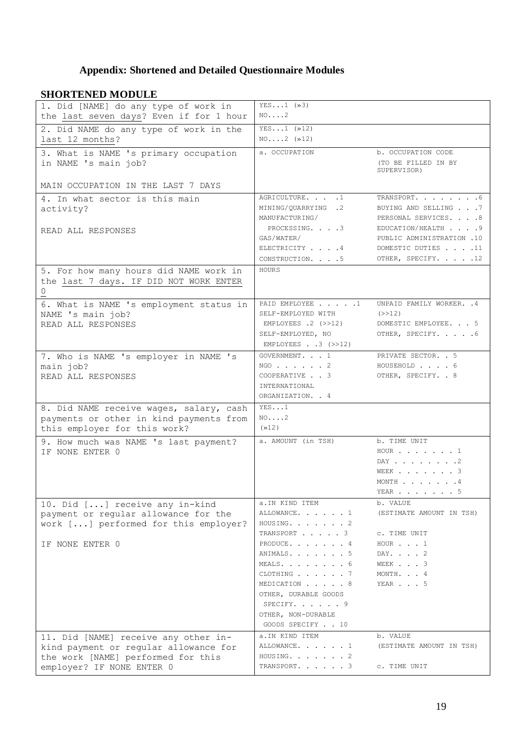# Appendix: Shortened and Detailed Questionnaire Modules

## SHORTENED MODULE

| Question | Responses | |
|---|---|---|
| 1. Did [NAME] do any type of work in the last seven days? Even if for 1 hour | YES...1 (»3)<br>NO....2 | |
| 2. Did NAME do any type of work in the last 12 months? | YES...1 (»12)<br>NO....2 (»12) | |
| 3. What is NAME 's primary occupation in NAME 's main job?<br><br>MAIN OCCUPATION IN THE LAST 7 DAYS | a. OCCUPATION | b. OCCUPATION CODE<br>(TO BE FILLED IN BY SUPERVISOR) |
| 4. In what sector is this main activity?<br><br>READ ALL RESPONSES | AGRICULTURE. . . .1<br>MINING/QUARRYING .2<br>MANUFACTURING/ PROCESSING. . . .3<br>GAS/WATER/ ELECTRICITY . . . .4<br>CONSTRUCTION. . . .5 | TRANSPORT. . . . . . . .6<br>BUYING AND SELLING . . .7<br>PERSONAL SERVICES. . . .8<br>EDUCATION/HEALTH . . . .9<br>PUBLIC ADMINISTRATION .10<br>DOMESTIC DUTIES . . . .11<br>OTHER, SPECIFY. . . . .12 |
| 5. For how many hours did NAME work in the last 7 days. IF DID NOT WORK ENTER 0 | HOURS | |
| 6. What is NAME 's employment status in NAME 's main job?<br>READ ALL RESPONSES | PAID EMPLOYEE . . . . .1<br>SELF-EMPLOYED WITH EMPLOYEES .2 (>>12)<br>SELF-EMPLOYED, NO EMPLOYEES . .3 (>>12) | UNPAID FAMILY WORKER. .4 (>>12)<br>DOMESTIC EMPLOYEE. . . 5<br>OTHER, SPECIFY. . . . .6 |
| 7. Who is NAME 's employer in NAME 's main job?<br>READ ALL RESPONSES | GOVERNMENT. . . 1<br>NGO . . . . . . . 2<br>COOPERATIVE . . 3<br>INTERNATIONAL ORGANIZATION. . 4 | PRIVATE SECTOR. . 5<br>HOUSEHOLD . . . . 6<br>OTHER, SPECIFY. . 8 |
| 8. Did NAME receive wages, salary, cash payments or other in kind payments from this employer for this work? | YES...1<br>NO....2<br>(»12) | |
| 9. How much was NAME 's last payment?<br>IF NONE ENTER 0 | a. AMOUNT (in TSH) | b. TIME UNIT<br>HOUR . . . . . . . . 1<br>DAY . . . . . . . . .2<br>WEEK . . . . . . . . 3<br>MONTH . . . . . . . .4<br>YEAR . . . . . . . . 5 |
| 10. Did [...] receive any in-kind payment or regular allowance for the work [...] performed for this employer?<br><br>IF NONE ENTER 0 | a.IN KIND ITEM<br>ALLOWANCE. . . . . . 1<br>HOUSING. . . . . . . 2<br>TRANSPORT . . . . . 3<br>PRODUCE. . . . . . . 4<br>ANIMALS. . . . . . . 5<br>MEALS. . . . . . . . 6<br>CLOTHING . . . . . . 7<br>MEDICATION . . . . . 8<br>OTHER, DURABLE GOODS SPECIFY. . . . . . 9<br>OTHER, NON-DURABLE GOODS SPECIFY . . 10 | b. VALUE<br>(ESTIMATE AMOUNT IN TSH)<br><br>c. TIME UNIT<br>HOUR . . . 1<br>DAY. . . . 2<br>WEEK . . . 3<br>MONTH. . . 4<br>YEAR . . . 5 |
| 11. Did [NAME] receive any other in-kind payment or regular allowance for the work [NAME] performed for this employer? IF NONE ENTER 0 | a.IN KIND ITEM<br>ALLOWANCE. . . . . . 1<br>HOUSING. . . . . . . 2<br>TRANSPORT. . . . . . 3 | b. VALUE<br>(ESTIMATE AMOUNT IN TSH)<br><br>c. TIME UNIT |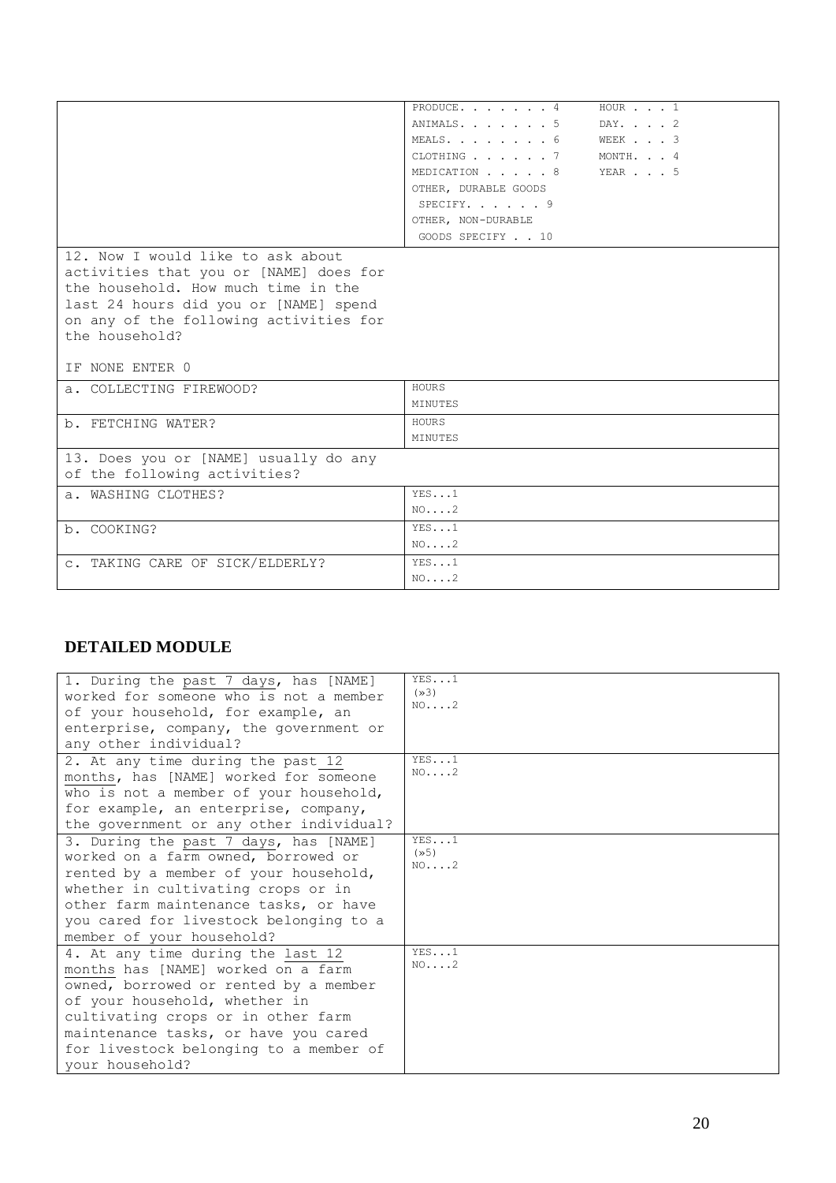| | |
|---|---|
| | PRODUCE. . . . . . . 4<br>ANIMALS. . . . . . . 5<br>MEALS. . . . . . . . 6<br>CLOTHING . . . . . . 7<br>MEDICATION . . . . . 8<br>OTHER, DURABLE GOODS<br>SPECIFY. . . . . . 9<br>OTHER, NON-DURABLE<br>GOODS SPECIFY . . 10 &nbsp;&nbsp;&nbsp; HOUR . . . 1<br>DAY. . . . 2<br>WEEK . . . 3<br>MONTH. . . 4<br>YEAR . . . 5 |
| 12. Now I would like to ask about activities that you or [NAME] does for the household. How much time in the last 24 hours did you or [NAME] spend on any of the following activities for the household?<br><br>IF NONE ENTER 0 | |
| a. COLLECTING FIREWOOD? | HOURS<br>MINUTES |
| b. FETCHING WATER? | HOURS<br>MINUTES |
| 13. Does you or [NAME] usually do any of the following activities? | |
| a. WASHING CLOTHES? | YES...1<br>NO....2 |
| b. COOKING? | YES...1<br>NO....2 |
| c. TAKING CARE OF SICK/ELDERLY? | YES...1<br>NO....2 |

## DETAILED MODULE

| | |
|---|---|
| 1. During the past 7 days, has [NAME] worked for someone who is not a member of your household, for example, an enterprise, company, the government or any other individual? | YES...1<br>(»3)<br>NO....2 |
| 2. At any time during the past 12 months, has [NAME] worked for someone who is not a member of your household, for example, an enterprise, company, the government or any other individual? | YES...1<br>NO....2 |
| 3. During the past 7 days, has [NAME] worked on a farm owned, borrowed or rented by a member of your household, whether in cultivating crops or in other farm maintenance tasks, or have you cared for livestock belonging to a member of your household? | YES...1<br>(»5)<br>NO....2 |
| 4. At any time during the last 12 months has [NAME] worked on a farm owned, borrowed or rented by a member of your household, whether in cultivating crops or in other farm maintenance tasks, or have you cared for livestock belonging to a member of your household? | YES...1<br>NO....2 |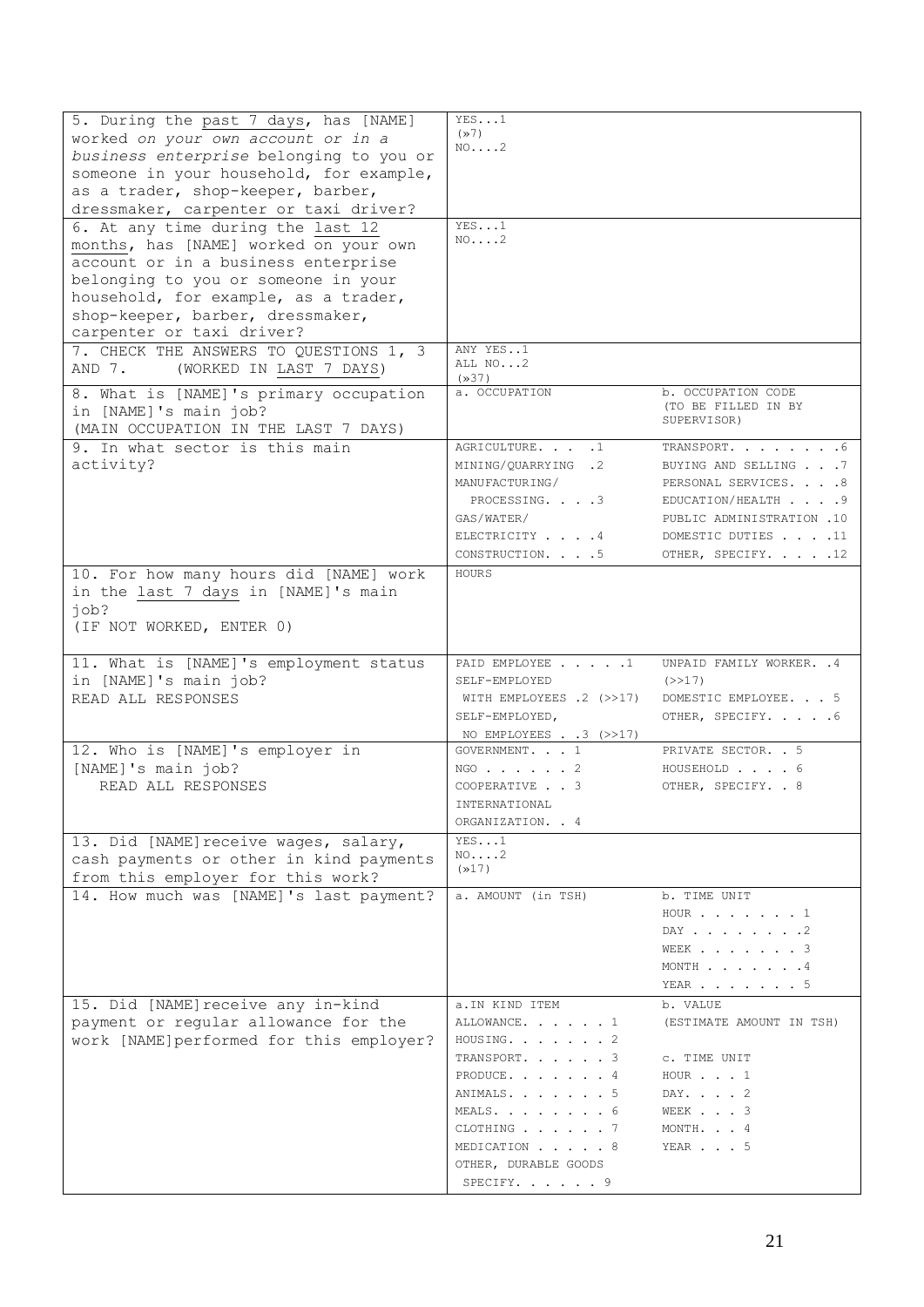| | | |
|---|---|---|
| 5. During the past 7 days, has [NAME] worked *on your own account or in a business enterprise* belonging to you or someone in your household, for example, as a trader, shop-keeper, barber, dressmaker, carpenter or taxi driver? | YES...1 (»7)<br>NO....2 | |
| 6. At any time during the last 12 months, has [NAME] worked on your own account or in a business enterprise belonging to you or someone in your household, for example, as a trader, shop-keeper, barber, dressmaker, carpenter or taxi driver? | YES...1<br>NO....2 | |
| 7. CHECK THE ANSWERS TO QUESTIONS 1, 3 AND 7. (WORKED IN LAST 7 DAYS) | ANY YES..1<br>ALL NO...2 (»37) | |
| 8. What is [NAME]'s primary occupation in [NAME]'s main job?<br>(MAIN OCCUPATION IN THE LAST 7 DAYS) | a. OCCUPATION | b. OCCUPATION CODE (TO BE FILLED IN BY SUPERVISOR) |
| 9. In what sector is this main activity? | AGRICULTURE. . . .1<br>MINING/QUARRYING .2<br>MANUFACTURING/ PROCESSING. . . .3<br>GAS/WATER/ ELECTRICITY . . . .4<br>CONSTRUCTION. . . .5 | TRANSPORT. . . . . . . .6<br>BUYING AND SELLING . . .7<br>PERSONAL SERVICES. . . .8<br>EDUCATION/HEALTH . . . .9<br>PUBLIC ADMINISTRATION .10<br>DOMESTIC DUTIES . . . .11<br>OTHER, SPECIFY. . . . .12 |
| 10. For how many hours did [NAME] work in the last 7 days in [NAME]'s main job?<br>(IF NOT WORKED, ENTER 0) | HOURS | |
| 11. What is [NAME]'s employment status in [NAME]'s main job?<br>READ ALL RESPONSES | PAID EMPLOYEE . . . . .1<br>SELF-EMPLOYED WITH EMPLOYEES .2 (>>17)<br>SELF-EMPLOYED, NO EMPLOYEES . .3 (>>17) | UNPAID FAMILY WORKER. .4 (>>17)<br>DOMESTIC EMPLOYEE. . . 5<br>OTHER, SPECIFY. . . . .6 |
| 12. Who is [NAME]'s employer in [NAME]'s main job?<br>READ ALL RESPONSES | GOVERNMENT. . . 1<br>NGO . . . . . . 2<br>COOPERATIVE . . 3<br>INTERNATIONAL ORGANIZATION. . 4 | PRIVATE SECTOR. . 5<br>HOUSEHOLD . . . . 6<br>OTHER, SPECIFY. . 8 |
| 13. Did [NAME] receive wages, salary, cash payments or other in kind payments from this employer for this work? | YES...1<br>NO....2 (»17) | |
| 14. How much was [NAME]'s last payment? | a. AMOUNT (in TSH) | b. TIME UNIT<br>HOUR . . . . . . . . 1<br>DAY . . . . . . . . .2<br>WEEK . . . . . . . . 3<br>MONTH . . . . . . . .4<br>YEAR . . . . . . . . 5 |
| 15. Did [NAME] receive any in-kind payment or regular allowance for the work [NAME] performed for this employer? | a. IN KIND ITEM<br>ALLOWANCE. . . . . . 1<br>HOUSING. . . . . . . 2<br>TRANSPORT. . . . . . 3<br>PRODUCE. . . . . . . 4<br>ANIMALS. . . . . . . 5<br>MEALS. . . . . . . . 6<br>CLOTHING . . . . . . 7<br>MEDICATION . . . . . 8<br>OTHER, DURABLE GOODS SPECIFY. . . . . . 9 | b. VALUE<br>(ESTIMATE AMOUNT IN TSH)<br><br>c. TIME UNIT<br>HOUR . . . 1<br>DAY. . . . 2<br>WEEK . . . 3<br>MONTH. . . 4<br>YEAR . . . 5 |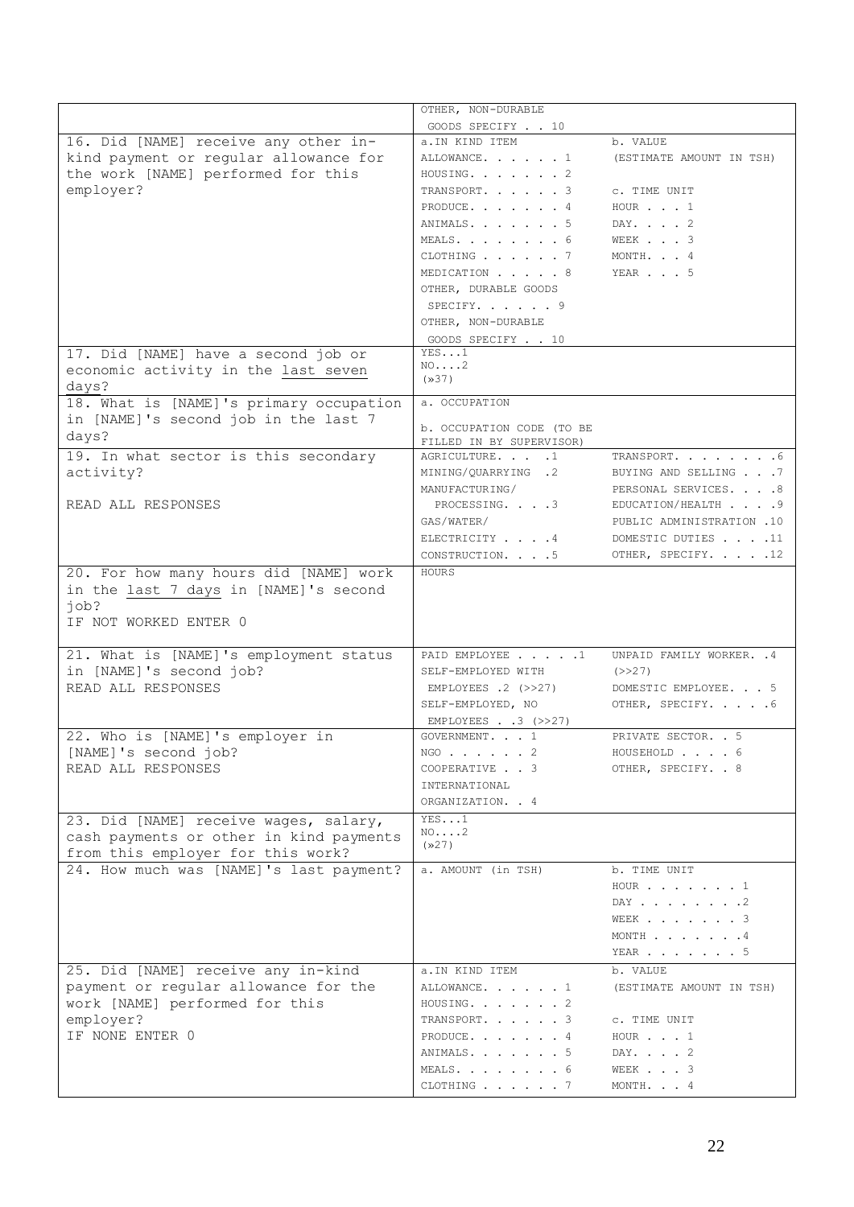| | | |
|---|---|---|
| | OTHER, NON-DURABLE<br>GOODS SPECIFY . . 10 | |
| 16. Did [NAME] receive any other in-kind payment or regular allowance for the work [NAME] performed for this employer? | a. IN KIND ITEM<br>ALLOWANCE. . . . . . 1<br>HOUSING. . . . . . . 2<br>TRANSPORT. . . . . . 3<br>PRODUCE. . . . . . . 4<br>ANIMALS. . . . . . . 5<br>MEALS. . . . . . . . 6<br>CLOTHING . . . . . . 7<br>MEDICATION . . . . . 8<br>OTHER, DURABLE GOODS<br>SPECIFY. . . . . . 9<br>OTHER, NON-DURABLE<br>GOODS SPECIFY . . 10 | b. VALUE<br>(ESTIMATE AMOUNT IN TSH)<br><br>c. TIME UNIT<br>HOUR . . . 1<br>DAY. . . . 2<br>WEEK . . . 3<br>MONTH. . . 4<br>YEAR . . . 5 |
| 17. Did [NAME] have a second job or economic activity in the <u>last seven</u> days? | YES...1<br>NO....2<br>(»37) | |
| 18. What is [NAME]'s primary occupation in [NAME]'s second job in the last 7 days? | a. OCCUPATION<br><br>b. OCCUPATION CODE (TO BE FILLED IN BY SUPERVISOR) | |
| 19. In what sector is this secondary activity?<br><br>READ ALL RESPONSES | AGRICULTURE. . . .1<br>MINING/QUARRYING .2<br>MANUFACTURING/<br>PROCESSING. . . .3<br>GAS/WATER/<br>ELECTRICITY . . . .4<br>CONSTRUCTION. . . .5 | TRANSPORT. . . . . . . .6<br>BUYING AND SELLING . . .7<br>PERSONAL SERVICES. . . .8<br>EDUCATION/HEALTH . . . .9<br>PUBLIC ADMINISTRATION .10<br>DOMESTIC DUTIES . . . .11<br>OTHER, SPECIFY. . . . .12 |
| 20. For how many hours did [NAME] work in the <u>last 7 days</u> in [NAME]'s second job?<br>IF NOT WORKED ENTER 0 | HOURS | |
| 21. What is [NAME]'s employment status in [NAME]'s second job?<br>READ ALL RESPONSES | PAID EMPLOYEE . . . . .1<br>SELF-EMPLOYED WITH<br>EMPLOYEES .2 (>>27)<br>SELF-EMPLOYED, NO<br>EMPLOYEES . .3 (>>27) | UNPAID FAMILY WORKER. .4<br>(>>27)<br>DOMESTIC EMPLOYEE. . . 5<br>OTHER, SPECIFY. . . . .6 |
| 22. Who is [NAME]'s employer in [NAME]'s second job?<br>READ ALL RESPONSES | GOVERNMENT. . . 1<br>NGO . . . . . . 2<br>COOPERATIVE . . 3<br>INTERNATIONAL<br>ORGANIZATION. . 4 | PRIVATE SECTOR. . 5<br>HOUSEHOLD . . . . 6<br>OTHER, SPECIFY. . 8 |
| 23. Did [NAME] receive wages, salary, cash payments or other in kind payments from this employer for this work? | YES...1<br>NO....2<br>(»27) | |
| 24. How much was [NAME]'s last payment? | a. AMOUNT (in TSH) | b. TIME UNIT<br>HOUR . . . . . . . 1<br>DAY . . . . . . . .2<br>WEEK . . . . . . . 3<br>MONTH . . . . . . .4<br>YEAR . . . . . . . 5 |
| 25. Did [NAME] receive any in-kind payment or regular allowance for the work [NAME] performed for this employer?<br>IF NONE ENTER 0 | a. IN KIND ITEM<br>ALLOWANCE. . . . . . 1<br>HOUSING. . . . . . . 2<br>TRANSPORT. . . . . . 3<br>PRODUCE. . . . . . . 4<br>ANIMALS. . . . . . . 5<br>MEALS. . . . . . . . 6<br>CLOTHING . . . . . . 7 | b. VALUE<br>(ESTIMATE AMOUNT IN TSH)<br><br>c. TIME UNIT<br>HOUR . . . 1<br>DAY. . . . 2<br>WEEK . . . 3<br>MONTH. . . 4 |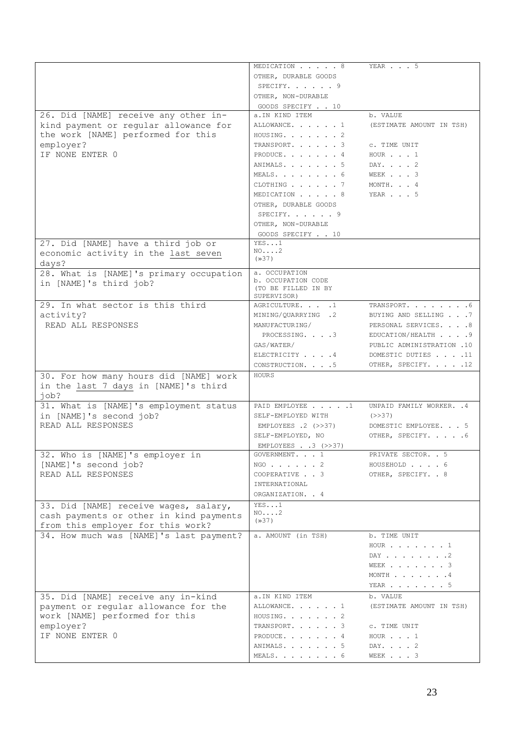| | | |
|---|---|---|
| | MEDICATION . . . . . 8<br>OTHER, DURABLE GOODS<br>SPECIFY. . . . . . 9<br>OTHER, NON-DURABLE<br>GOODS SPECIFY . . 10 | YEAR . . . 5 |
| 26. Did [NAME] receive any other in-kind payment or regular allowance for the work [NAME] performed for this employer?<br>IF NONE ENTER 0 | a.IN KIND ITEM<br>ALLOWANCE. . . . . . 1<br>HOUSING. . . . . . . 2<br>TRANSPORT. . . . . . 3<br>PRODUCE. . . . . . . 4<br>ANIMALS. . . . . . . 5<br>MEALS. . . . . . . . 6<br>CLOTHING . . . . . . 7<br>MEDICATION . . . . . 8<br>OTHER, DURABLE GOODS<br>SPECIFY. . . . . . 9<br>OTHER, NON-DURABLE<br>GOODS SPECIFY . . 10 | b. VALUE<br>(ESTIMATE AMOUNT IN TSH)<br><br>c. TIME UNIT<br>HOUR . . . 1<br>DAY. . . . 2<br>WEEK . . . 3<br>MONTH. . . 4<br>YEAR . . . 5 |
| 27. Did [NAME] have a third job or economic activity in the <u>last seven</u> days? | YES...1<br>NO....2<br>(»37) | |
| 28. What is [NAME]'s primary occupation in [NAME]'s third job? | a. OCCUPATION<br>b. OCCUPATION CODE<br>(TO BE FILLED IN BY SUPERVISOR) | |
| 29. In what sector is this third activity?<br>READ ALL RESPONSES | AGRICULTURE. . . .1<br>MINING/QUARRYING .2<br>MANUFACTURING/<br>PROCESSING. . . .3<br>GAS/WATER/<br>ELECTRICITY . . . .4<br>CONSTRUCTION. . . .5 | TRANSPORT. . . . . . . .6<br>BUYING AND SELLING . . .7<br>PERSONAL SERVICES. . . .8<br>EDUCATION/HEALTH . . . .9<br>PUBLIC ADMINISTRATION .10<br>DOMESTIC DUTIES . . . .11<br>OTHER, SPECIFY. . . . .12 |
| 30. For how many hours did [NAME] work in the <u>last 7 days</u> in [NAME]'s third job? | HOURS | |
| 31. What is [NAME]'s employment status in [NAME]'s second job?<br>READ ALL RESPONSES | PAID EMPLOYEE . . . . .1<br>SELF-EMPLOYED WITH<br>EMPLOYEES .2 (>>37)<br>SELF-EMPLOYED, NO<br>EMPLOYEES . .3 (>>37) | UNPAID FAMILY WORKER. .4<br>(>>37)<br>DOMESTIC EMPLOYEE. . . 5<br>OTHER, SPECIFY. . . . .6 |
| 32. Who is [NAME]'s employer in [NAME]'s second job?<br>READ ALL RESPONSES | GOVERNMENT. . . 1<br>NGO . . . . . . 2<br>COOPERATIVE . . 3<br>INTERNATIONAL<br>ORGANIZATION. . 4 | PRIVATE SECTOR. . 5<br>HOUSEHOLD . . . . 6<br>OTHER, SPECIFY. . 8 |
| 33. Did [NAME] receive wages, salary, cash payments or other in kind payments from this employer for this work? | YES...1<br>NO....2<br>(»37) | |
| 34. How much was [NAME]'s last payment? | a. AMOUNT (in TSH) | b. TIME UNIT<br>HOUR . . . . . . . 1<br>DAY . . . . . . . .2<br>WEEK . . . . . . . 3<br>MONTH . . . . . . .4<br>YEAR . . . . . . . 5 |
| 35. Did [NAME] receive any in-kind payment or regular allowance for the work [NAME] performed for this employer?<br>IF NONE ENTER 0 | a.IN KIND ITEM<br>ALLOWANCE. . . . . . 1<br>HOUSING. . . . . . . 2<br>TRANSPORT. . . . . . 3<br>PRODUCE. . . . . . . 4<br>ANIMALS. . . . . . . 5<br>MEALS. . . . . . . . 6 | b. VALUE<br>(ESTIMATE AMOUNT IN TSH)<br><br>c. TIME UNIT<br>HOUR . . . 1<br>DAY. . . . 2<br>WEEK . . . 3 |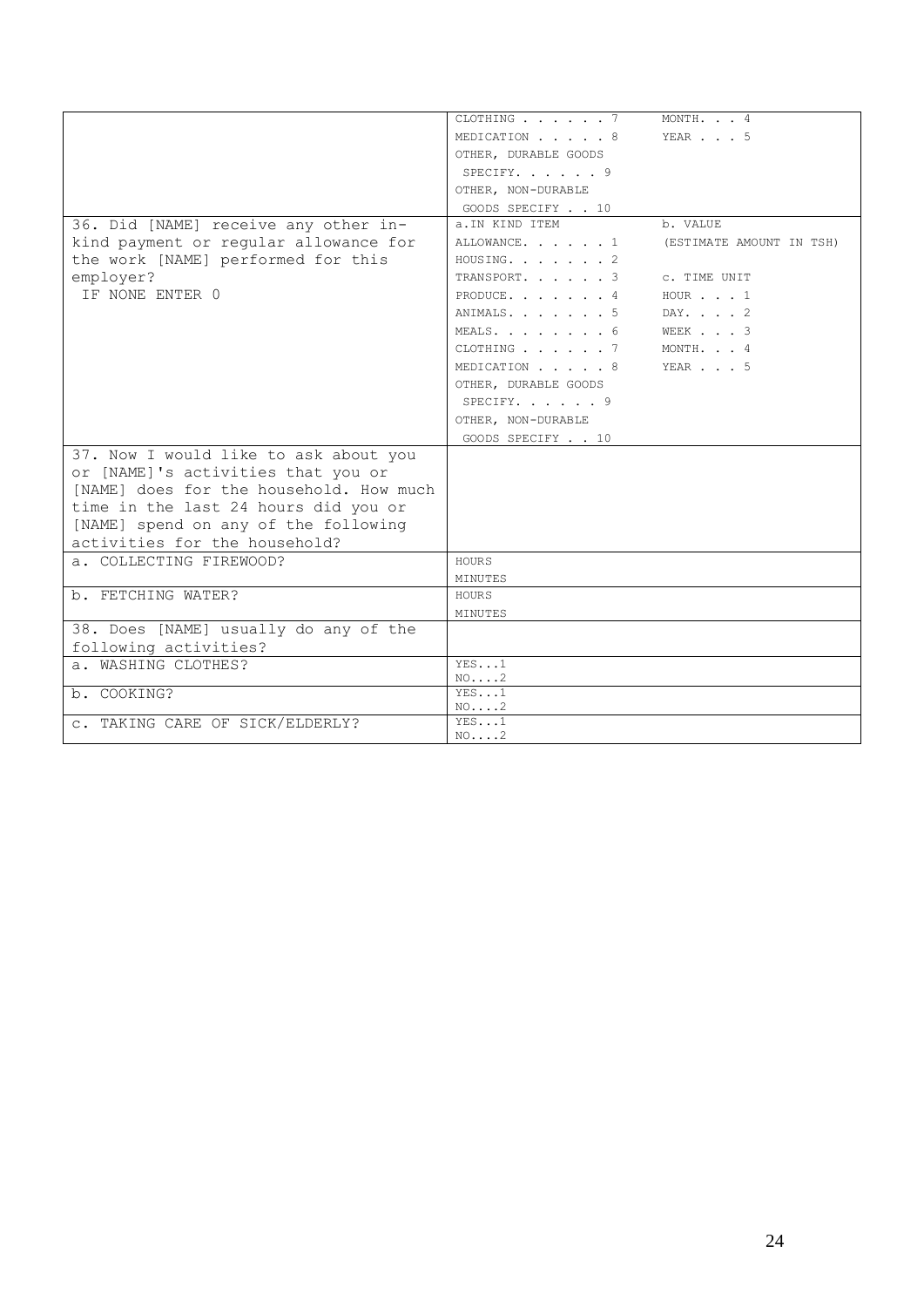| | | |
|---|---|---|
| | CLOTHING . . . . . . 7<br>MEDICATION . . . . . 8<br>OTHER, DURABLE GOODS<br>SPECIFY. . . . . . 9<br>OTHER, NON-DURABLE<br>GOODS SPECIFY . . 10 | MONTH. . . 4<br>YEAR . . . 5 |
| 36. Did [NAME] receive any other in-kind payment or regular allowance for the work [NAME] performed for this employer?<br>IF NONE ENTER 0 | a.IN KIND ITEM<br>ALLOWANCE. . . . . . 1<br>HOUSING. . . . . . . 2<br>TRANSPORT. . . . . . 3<br>PRODUCE. . . . . . . 4<br>ANIMALS. . . . . . . 5<br>MEALS. . . . . . . . 6<br>CLOTHING . . . . . . 7<br>MEDICATION . . . . . 8<br>OTHER, DURABLE GOODS<br>SPECIFY. . . . . . 9<br>OTHER, NON-DURABLE<br>GOODS SPECIFY . . 10 | b. VALUE<br>(ESTIMATE AMOUNT IN TSH)<br>c. TIME UNIT<br>HOUR . . . 1<br>DAY. . . . 2<br>WEEK . . . 3<br>MONTH. . . 4<br>YEAR . . . 5 |
| 37. Now I would like to ask about you or [NAME]'s activities that you or [NAME] does for the household. How much time in the last 24 hours did you or [NAME] spend on any of the following activities for the household? | | |
| a. COLLECTING FIREWOOD? | HOURS<br>MINUTES | |
| b. FETCHING WATER? | HOURS<br>MINUTES | |
| 38. Does [NAME] usually do any of the following activities? | | |
| a. WASHING CLOTHES? | YES...1<br>NO....2 | |
| b. COOKING? | YES...1<br>NO....2 | |
| c. TAKING CARE OF SICK/ELDERLY? | YES...1<br>NO....2 | |